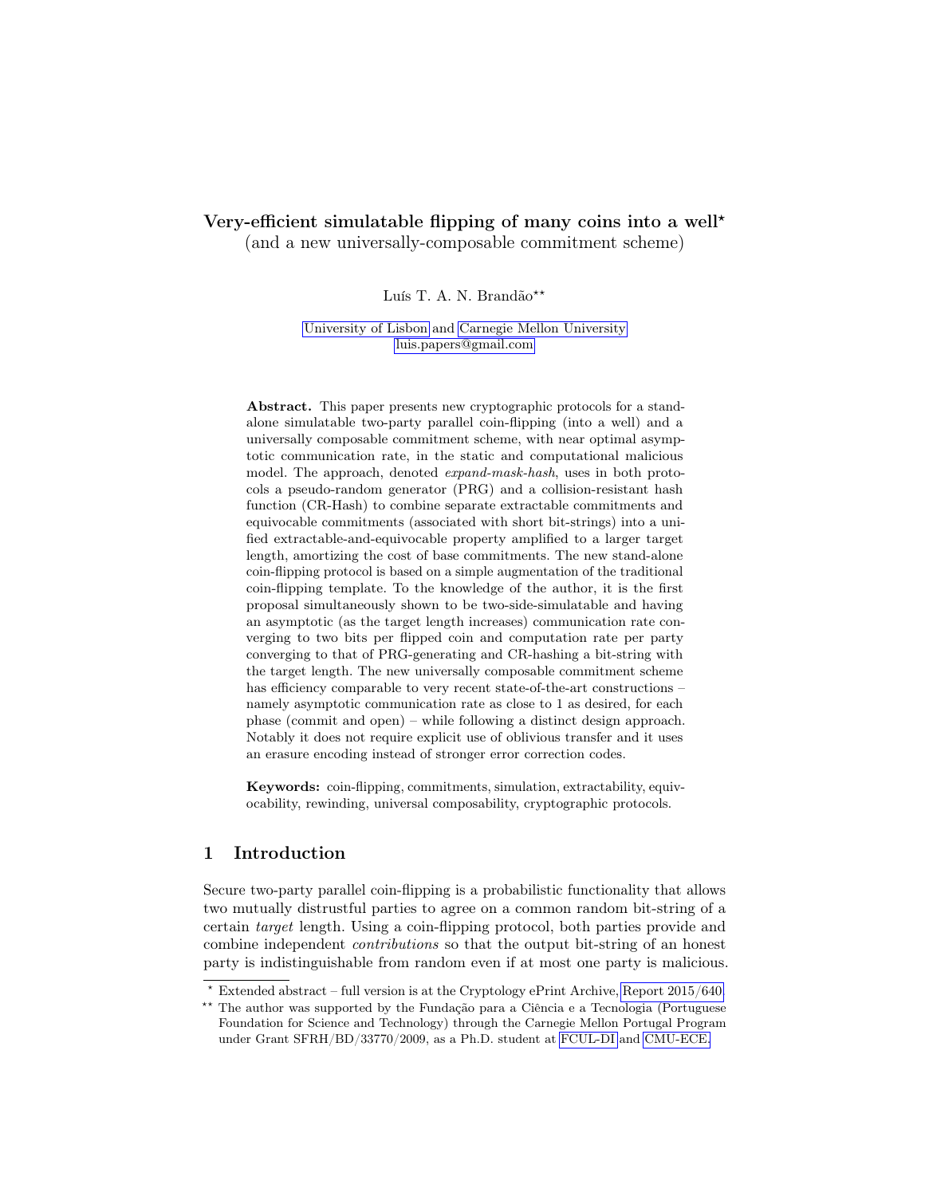# Very-efficient simulatable flipping of many coins into a well*

(and a new universally-composable commitment scheme)

Luís T. A. N. Brandão**

University of Lisbon and Carnegie Mellon University
luis.papers@gmail.com

**Abstract.** This paper presents new cryptographic protocols for a stand-alone simulatable two-party parallel coin-flipping (into a well) and a universally composable commitment scheme, with near optimal asymptotic communication rate, in the static and computational malicious model. The approach, denoted *expand-mask-hash*, uses in both protocols a pseudo-random generator (PRG) and a collision-resistant hash function (CR-Hash) to combine separate extractable commitments and equivocable commitments (associated with short bit-strings) into a unified extractable-and-equivocable property amplified to a larger target length, amortizing the cost of base commitments. The new stand-alone coin-flipping protocol is based on a simple augmentation of the traditional coin-flipping template. To the knowledge of the author, it is the first proposal simultaneously shown to be two-side-simulatable and having an asymptotic (as the target length increases) communication rate converging to two bits per flipped coin and computation rate per party converging to that of PRG-generating and CR-hashing a bit-string with the target length. The new universally composable commitment scheme has efficiency comparable to very recent state-of-the-art constructions – namely asymptotic communication rate as close to 1 as desired, for each phase (commit and open) – while following a distinct design approach. Notably it does not require explicit use of oblivious transfer and it uses an erasure encoding instead of stronger error correction codes.

**Keywords:** coin-flipping, commitments, simulation, extractability, equivocability, rewinding, universal composability, cryptographic protocols.

## 1 Introduction

Secure two-party parallel coin-flipping is a probabilistic functionality that allows two mutually distrustful parties to agree on a common random bit-string of a certain *target* length. Using a coin-flipping protocol, both parties provide and combine independent *contributions* so that the output bit-string of an honest party is indistinguishable from random even if at most one party is malicious.

---

* Extended abstract – full version is at the Cryptology ePrint Archive, Report 2015/640.

** The author was supported by the Fundação para a Ciência e a Tecnologia (Portuguese Foundation for Science and Technology) through the Carnegie Mellon Portugal Program under Grant SFRH/BD/33770/2009, as a Ph.D. student at FCUL-DI and CMU-ECE.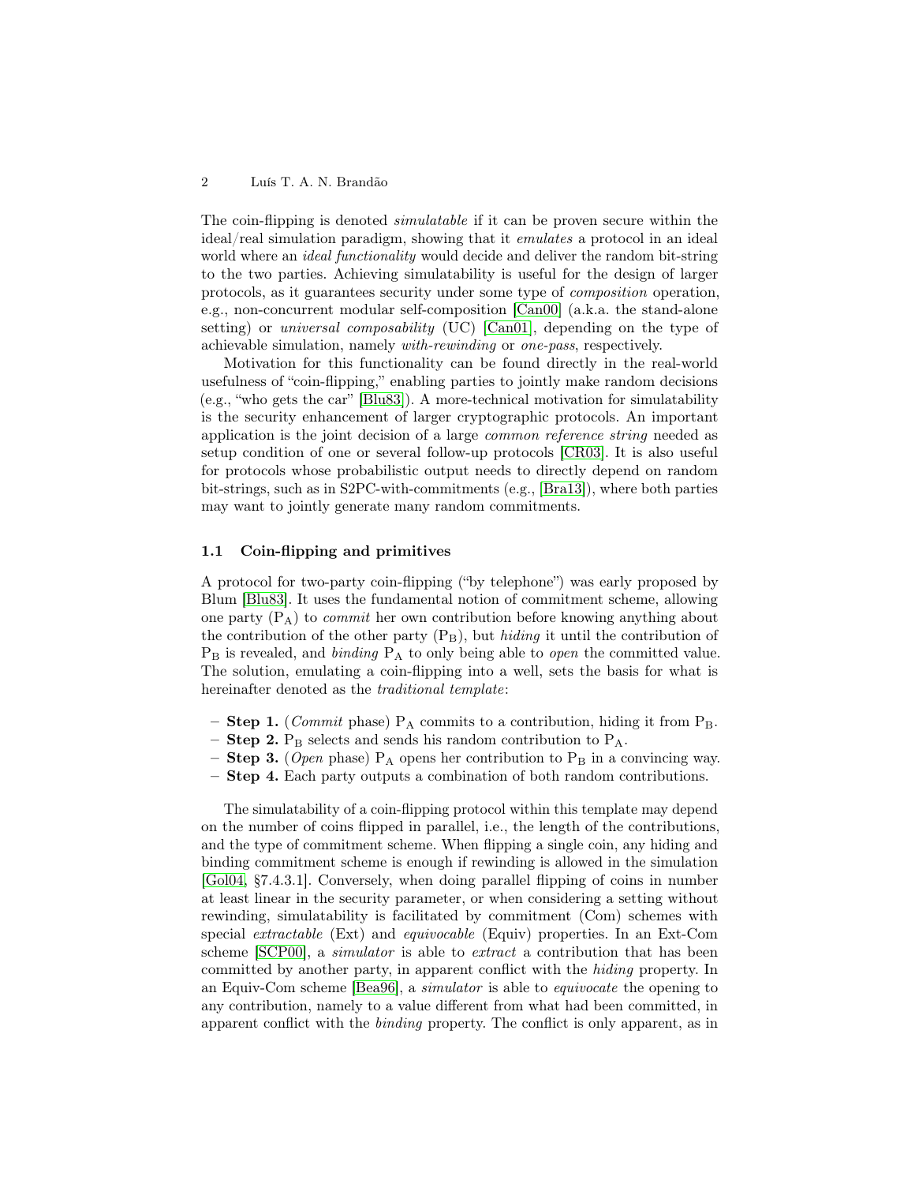The coin-flipping is denoted *simulatable* if it can be proven secure within the ideal/real simulation paradigm, showing that it *emulates* a protocol in an ideal world where an *ideal functionality* would decide and deliver the random bit-string to the two parties. Achieving simulatability is useful for the design of larger protocols, as it guarantees security under some type of *composition* operation, e.g., non-concurrent modular self-composition [Can00] (a.k.a. the stand-alone setting) or *universal composability* (UC) [Can01], depending on the type of achievable simulation, namely *with-rewinding* or *one-pass*, respectively.

Motivation for this functionality can be found directly in the real-world usefulness of "coin-flipping," enabling parties to jointly make random decisions (e.g., "who gets the car" [Blu83]). A more-technical motivation for simulatability is the security enhancement of larger cryptographic protocols. An important application is the joint decision of a large *common reference string* needed as setup condition of one or several follow-up protocols [CR03]. It is also useful for protocols whose probabilistic output needs to directly depend on random bit-strings, such as in S2PC-with-commitments (e.g., [Bra13]), where both parties may want to jointly generate many random commitments.

### 1.1 Coin-flipping and primitives

A protocol for two-party coin-flipping ("by telephone") was early proposed by Blum [Blu83]. It uses the fundamental notion of commitment scheme, allowing one party ($P_A$) to *commit* her own contribution before knowing anything about the contribution of the other party ($P_B$), but *hiding* it until the contribution of $P_B$ is revealed, and *binding* $P_A$ to only being able to *open* the committed value. The solution, emulating a coin-flipping into a well, sets the basis for what is hereinafter denoted as the *traditional template*:

- **Step 1.** (*Commit* phase) $P_A$ commits to a contribution, hiding it from $P_B$.
- **Step 2.** $P_B$ selects and sends his random contribution to $P_A$.
- **Step 3.** (*Open* phase) $P_A$ opens her contribution to $P_B$ in a convincing way.
- **Step 4.** Each party outputs a combination of both random contributions.

The simulatability of a coin-flipping protocol within this template may depend on the number of coins flipped in parallel, i.e., the length of the contributions, and the type of commitment scheme. When flipping a single coin, any hiding and binding commitment scheme is enough if rewinding is allowed in the simulation [Gol04, §7.4.3.1]. Conversely, when doing parallel flipping of coins in number at least linear in the security parameter, or when considering a setting without rewinding, simulatability is facilitated by commitment (Com) schemes with special *extractable* (Ext) and *equivocable* (Equiv) properties. In an Ext-Com scheme [SCP00], a *simulator* is able to *extract* a contribution that has been committed by another party, in apparent conflict with the *hiding* property. In an Equiv-Com scheme [Bea96], a *simulator* is able to *equivocate* the opening to any contribution, namely to a value different from what had been committed, in apparent conflict with the *binding* property. The conflict is only apparent, as in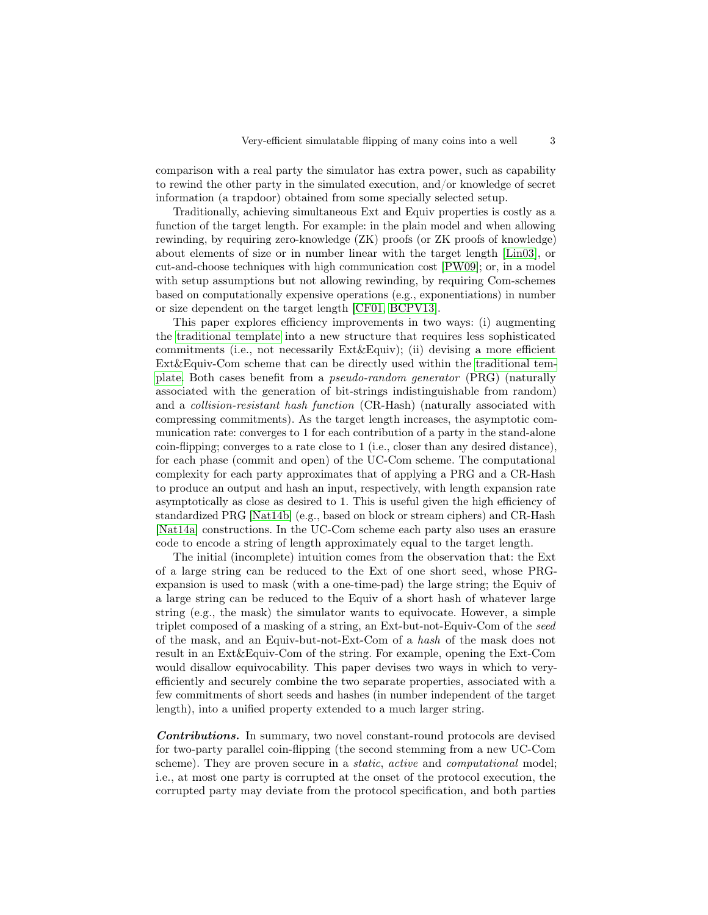comparison with a real party the simulator has extra power, such as capability to rewind the other party in the simulated execution, and/or knowledge of secret information (a trapdoor) obtained from some specially selected setup.

Traditionally, achieving simultaneous Ext and Equiv properties is costly as a function of the target length. For example: in the plain model and when allowing rewinding, by requiring zero-knowledge (ZK) proofs (or ZK proofs of knowledge) about elements of size or in number linear with the target length [Lin03], or cut-and-choose techniques with high communication cost [PW09]; or, in a model with setup assumptions but not allowing rewinding, by requiring Com-schemes based on computationally expensive operations (e.g., exponentiations) in number or size dependent on the target length [CF01, BCPV13].

This paper explores efficiency improvements in two ways: (i) augmenting the traditional template into a new structure that requires less sophisticated commitments (i.e., not necessarily Ext&Equiv); (ii) devising a more efficient Ext&Equiv-Com scheme that can be directly used within the traditional template. Both cases benefit from a *pseudo-random generator* (PRG) (naturally associated with the generation of bit-strings indistinguishable from random) and a *collision-resistant hash function* (CR-Hash) (naturally associated with compressing commitments). As the target length increases, the asymptotic communication rate: converges to 1 for each contribution of a party in the stand-alone coin-flipping; converges to a rate close to 1 (i.e., closer than any desired distance), for each phase (commit and open) of the UC-Com scheme. The computational complexity for each party approximates that of applying a PRG and a CR-Hash to produce an output and hash an input, respectively, with length expansion rate asymptotically as close as desired to 1. This is useful given the high efficiency of standardized PRG [Nat14b] (e.g., based on block or stream ciphers) and CR-Hash [Nat14a] constructions. In the UC-Com scheme each party also uses an erasure code to encode a string of length approximately equal to the target length.

The initial (incomplete) intuition comes from the observation that: the Ext of a large string can be reduced to the Ext of one short seed, whose PRG-expansion is used to mask (with a one-time-pad) the large string; the Equiv of a large string can be reduced to the Equiv of a short hash of whatever large string (e.g., the mask) the simulator wants to equivocate. However, a simple triplet composed of a masking of a string, an Ext-but-not-Equiv-Com of the *seed* of the mask, and an Equiv-but-not-Ext-Com of a *hash* of the mask does not result in an Ext&Equiv-Com of the string. For example, opening the Ext-Com would disallow equivocability. This paper devises two ways in which to very-efficiently and securely combine the two separate properties, associated with a few commitments of short seeds and hashes (in number independent of the target length), into a unified property extended to a much larger string.

***Contributions.*** In summary, two novel constant-round protocols are devised for two-party parallel coin-flipping (the second stemming from a new UC-Com scheme). They are proven secure in a *static*, *active* and *computational* model; i.e., at most one party is corrupted at the onset of the protocol execution, the corrupted party may deviate from the protocol specification, and both parties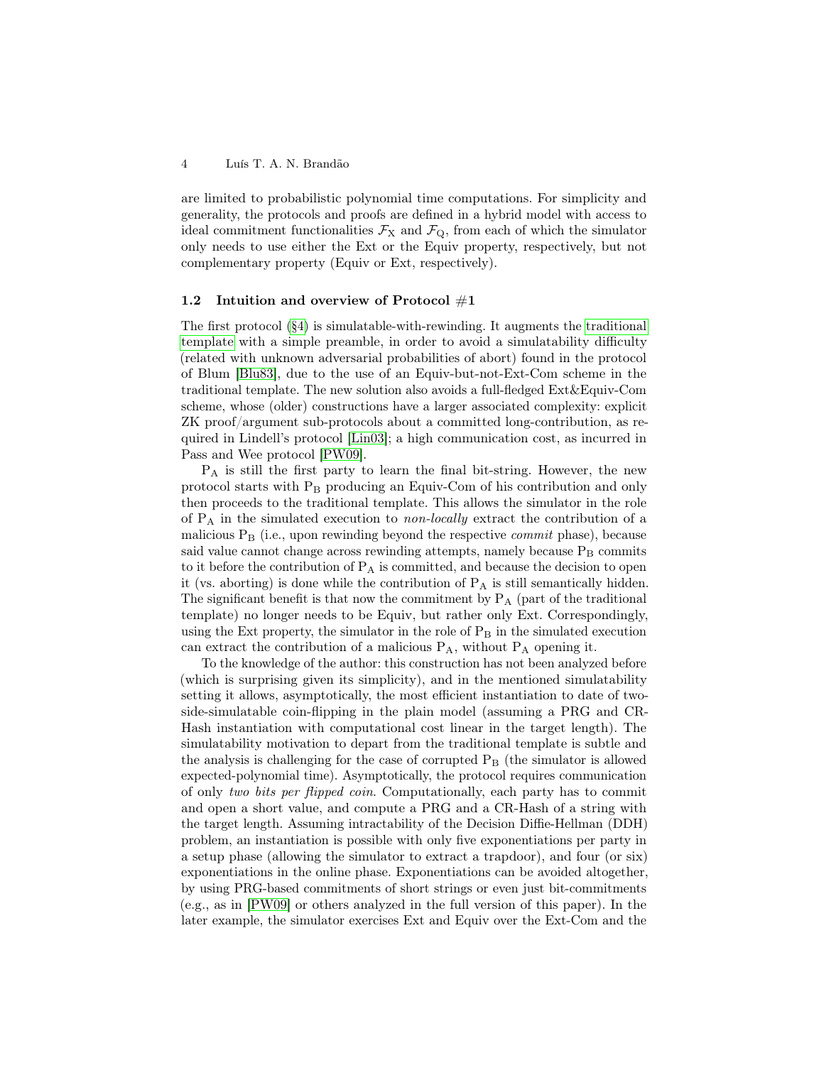are limited to probabilistic polynomial time computations. For simplicity and generality, the protocols and proofs are defined in a hybrid model with access to ideal commitment functionalities $\mathcal{F}_{\mathrm{X}}$ and $\mathcal{F}_{\mathrm{Q}}$, from each of which the simulator only needs to use either the Ext or the Equiv property, respectively, but not complementary property (Equiv or Ext, respectively).

### 1.2 Intuition and overview of Protocol #1

The first protocol (§4) is simulatable-with-rewinding. It augments the traditional template with a simple preamble, in order to avoid a simulatability difficulty (related with unknown adversarial probabilities of abort) found in the protocol of Blum [Blu83], due to the use of an Equiv-but-not-Ext-Com scheme in the traditional template. The new solution also avoids a full-fledged Ext&Equiv-Com scheme, whose (older) constructions have a larger associated complexity: explicit ZK proof/argument sub-protocols about a committed long-contribution, as required in Lindell's protocol [Lin03]; a high communication cost, as incurred in Pass and Wee protocol [PW09].

$\mathrm{P_A}$ is still the first party to learn the final bit-string. However, the new protocol starts with $\mathrm{P_B}$ producing an Equiv-Com of his contribution and only then proceeds to the traditional template. This allows the simulator in the role of $\mathrm{P_A}$ in the simulated execution to *non-locally* extract the contribution of a malicious $\mathrm{P_B}$ (i.e., upon rewinding beyond the respective *commit* phase), because said value cannot change across rewinding attempts, namely because $\mathrm{P_B}$ commits to it before the contribution of $\mathrm{P_A}$ is committed, and because the decision to open it (vs. aborting) is done while the contribution of $\mathrm{P_A}$ is still semantically hidden. The significant benefit is that now the commitment by $\mathrm{P_A}$ (part of the traditional template) no longer needs to be Equiv, but rather only Ext. Correspondingly, using the Ext property, the simulator in the role of $\mathrm{P_B}$ in the simulated execution can extract the contribution of a malicious $\mathrm{P_A}$, without $\mathrm{P_A}$ opening it.

To the knowledge of the author: this construction has not been analyzed before (which is surprising given its simplicity), and in the mentioned simulatability setting it allows, asymptotically, the most efficient instantiation to date of two-side-simulatable coin-flipping in the plain model (assuming a PRG and CR-Hash instantiation with computational cost linear in the target length). The simulatability motivation to depart from the traditional template is subtle and the analysis is challenging for the case of corrupted $\mathrm{P_B}$ (the simulator is allowed expected-polynomial time). Asymptotically, the protocol requires communication of only *two bits per flipped coin*. Computationally, each party has to commit and open a short value, and compute a PRG and a CR-Hash of a string with the target length. Assuming intractability of the Decision Diffie-Hellman (DDH) problem, an instantiation is possible with only five exponentiations per party in a setup phase (allowing the simulator to extract a trapdoor), and four (or six) exponentiations in the online phase. Exponentiations can be avoided altogether, by using PRG-based commitments of short strings or even just bit-commitments (e.g., as in [PW09] or others analyzed in the full version of this paper). In the later example, the simulator exercises Ext and Equiv over the Ext-Com and the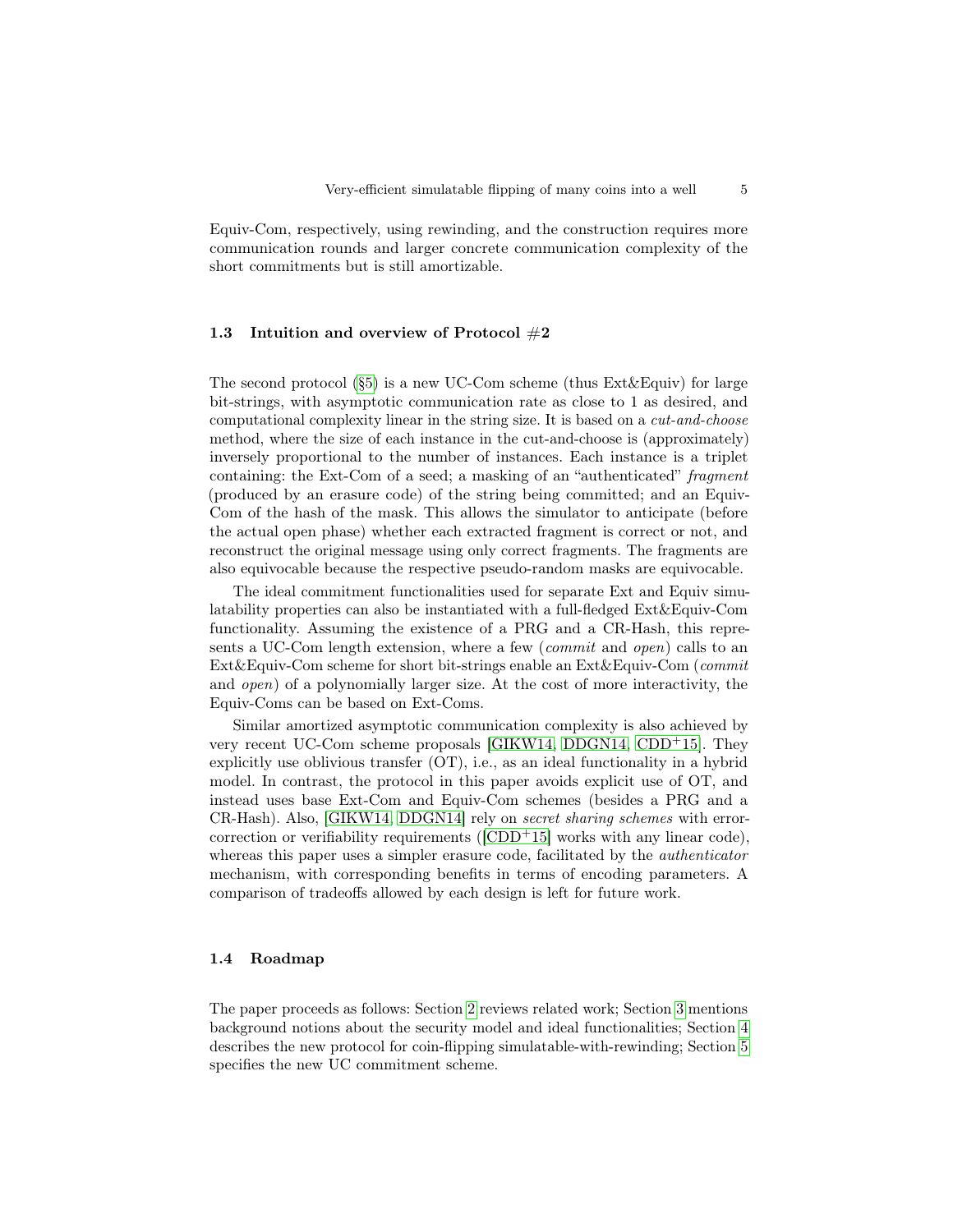Equiv-Com, respectively, using rewinding, and the construction requires more communication rounds and larger concrete communication complexity of the short commitments but is still amortizable.

### 1.3 Intuition and overview of Protocol #2

The second protocol (§5) is a new UC-Com scheme (thus Ext&Equiv) for large bit-strings, with asymptotic communication rate as close to 1 as desired, and computational complexity linear in the string size. It is based on a *cut-and-choose* method, where the size of each instance in the cut-and-choose is (approximately) inversely proportional to the number of instances. Each instance is a triplet containing: the Ext-Com of a seed; a masking of an "authenticated" *fragment* (produced by an erasure code) of the string being committed; and an Equiv-Com of the hash of the mask. This allows the simulator to anticipate (before the actual open phase) whether each extracted fragment is correct or not, and reconstruct the original message using only correct fragments. The fragments are also equivocable because the respective pseudo-random masks are equivocable.

The ideal commitment functionalities used for separate Ext and Equiv simulatability properties can also be instantiated with a full-fledged Ext&Equiv-Com functionality. Assuming the existence of a PRG and a CR-Hash, this represents a UC-Com length extension, where a few (*commit* and *open*) calls to an Ext&Equiv-Com scheme for short bit-strings enable an Ext&Equiv-Com (*commit* and *open*) of a polynomially larger size. At the cost of more interactivity, the Equiv-Coms can be based on Ext-Coms.

Similar amortized asymptotic communication complexity is also achieved by very recent UC-Com scheme proposals [GIKW14, DDGN14, CDD+15]. They explicitly use oblivious transfer (OT), i.e., as an ideal functionality in a hybrid model. In contrast, the protocol in this paper avoids explicit use of OT, and instead uses base Ext-Com and Equiv-Com schemes (besides a PRG and a CR-Hash). Also, [GIKW14, DDGN14] rely on *secret sharing schemes* with error-correction or verifiability requirements ([CDD+15] works with any linear code), whereas this paper uses a simpler erasure code, facilitated by the *authenticator* mechanism, with corresponding benefits in terms of encoding parameters. A comparison of tradeoffs allowed by each design is left for future work.

### 1.4 Roadmap

The paper proceeds as follows: Section 2 reviews related work; Section 3 mentions background notions about the security model and ideal functionalities; Section 4 describes the new protocol for coin-flipping simulatable-with-rewinding; Section 5 specifies the new UC commitment scheme.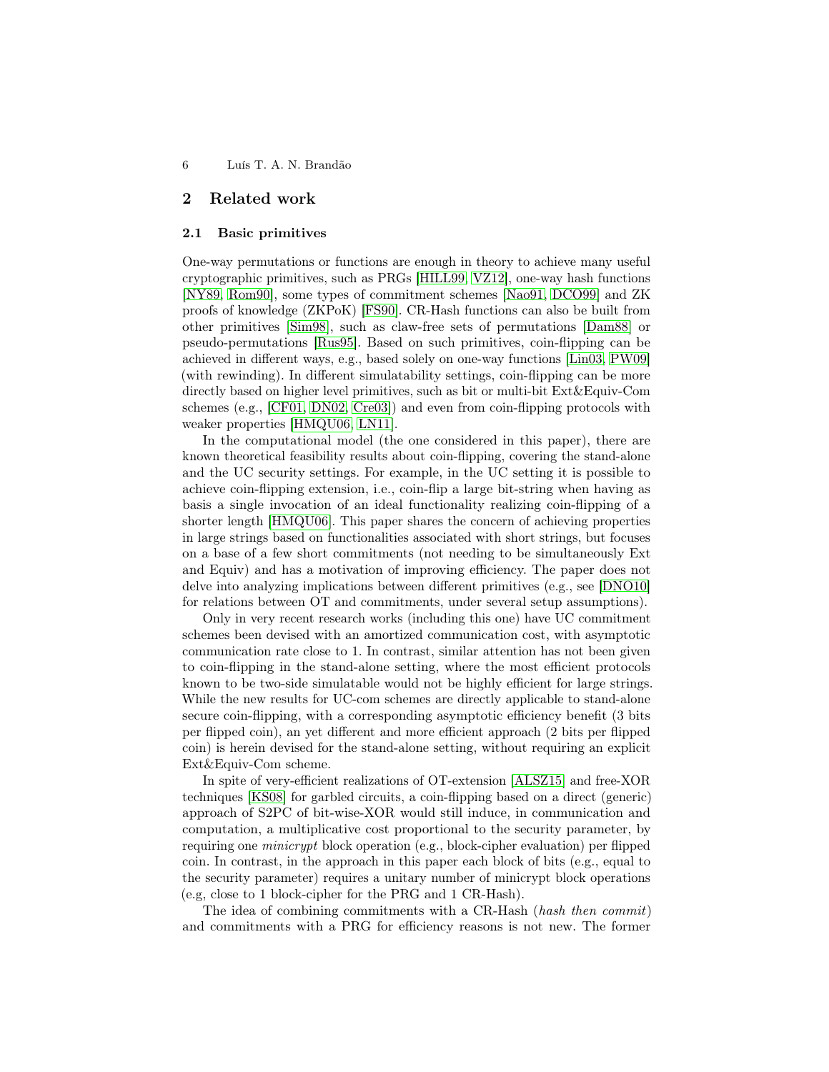## 2 Related work

### 2.1 Basic primitives

One-way permutations or functions are enough in theory to achieve many useful cryptographic primitives, such as PRGs [HILL99, VZ12], one-way hash functions [NY89, Rom90], some types of commitment schemes [Nao91, DCO99] and ZK proofs of knowledge (ZKPoK) [FS90]. CR-Hash functions can also be built from other primitives [Sim98], such as claw-free sets of permutations [Dam88] or pseudo-permutations [Rus95]. Based on such primitives, coin-flipping can be achieved in different ways, e.g., based solely on one-way functions [Lin03, PW09] (with rewinding). In different simulatability settings, coin-flipping can be more directly based on higher level primitives, such as bit or multi-bit Ext&Equiv-Com schemes (e.g., [CF01, DN02, Cre03]) and even from coin-flipping protocols with weaker properties [HMQU06, LN11].

In the computational model (the one considered in this paper), there are known theoretical feasibility results about coin-flipping, covering the stand-alone and the UC security settings. For example, in the UC setting it is possible to achieve coin-flipping extension, i.e., coin-flip a large bit-string when having as basis a single invocation of an ideal functionality realizing coin-flipping of a shorter length [HMQU06]. This paper shares the concern of achieving properties in large strings based on functionalities associated with short strings, but focuses on a base of a few short commitments (not needing to be simultaneously Ext and Equiv) and has a motivation of improving efficiency. The paper does not delve into analyzing implications between different primitives (e.g., see [DNO10] for relations between OT and commitments, under several setup assumptions).

Only in very recent research works (including this one) have UC commitment schemes been devised with an amortized communication cost, with asymptotic communication rate close to 1. In contrast, similar attention has not been given to coin-flipping in the stand-alone setting, where the most efficient protocols known to be two-side simulatable would not be highly efficient for large strings. While the new results for UC-com schemes are directly applicable to stand-alone secure coin-flipping, with a corresponding asymptotic efficiency benefit (3 bits per flipped coin), an yet different and more efficient approach (2 bits per flipped coin) is herein devised for the stand-alone setting, without requiring an explicit Ext&Equiv-Com scheme.

In spite of very-efficient realizations of OT-extension [ALSZ15] and free-XOR techniques [KS08] for garbled circuits, a coin-flipping based on a direct (generic) approach of S2PC of bit-wise-XOR would still induce, in communication and computation, a multiplicative cost proportional to the security parameter, by requiring one *minicrypt* block operation (e.g., block-cipher evaluation) per flipped coin. In contrast, in the approach in this paper each block of bits (e.g., equal to the security parameter) requires a unitary number of minicrypt block operations (e.g, close to 1 block-cipher for the PRG and 1 CR-Hash).

The idea of combining commitments with a CR-Hash (*hash then commit*) and commitments with a PRG for efficiency reasons is not new. The former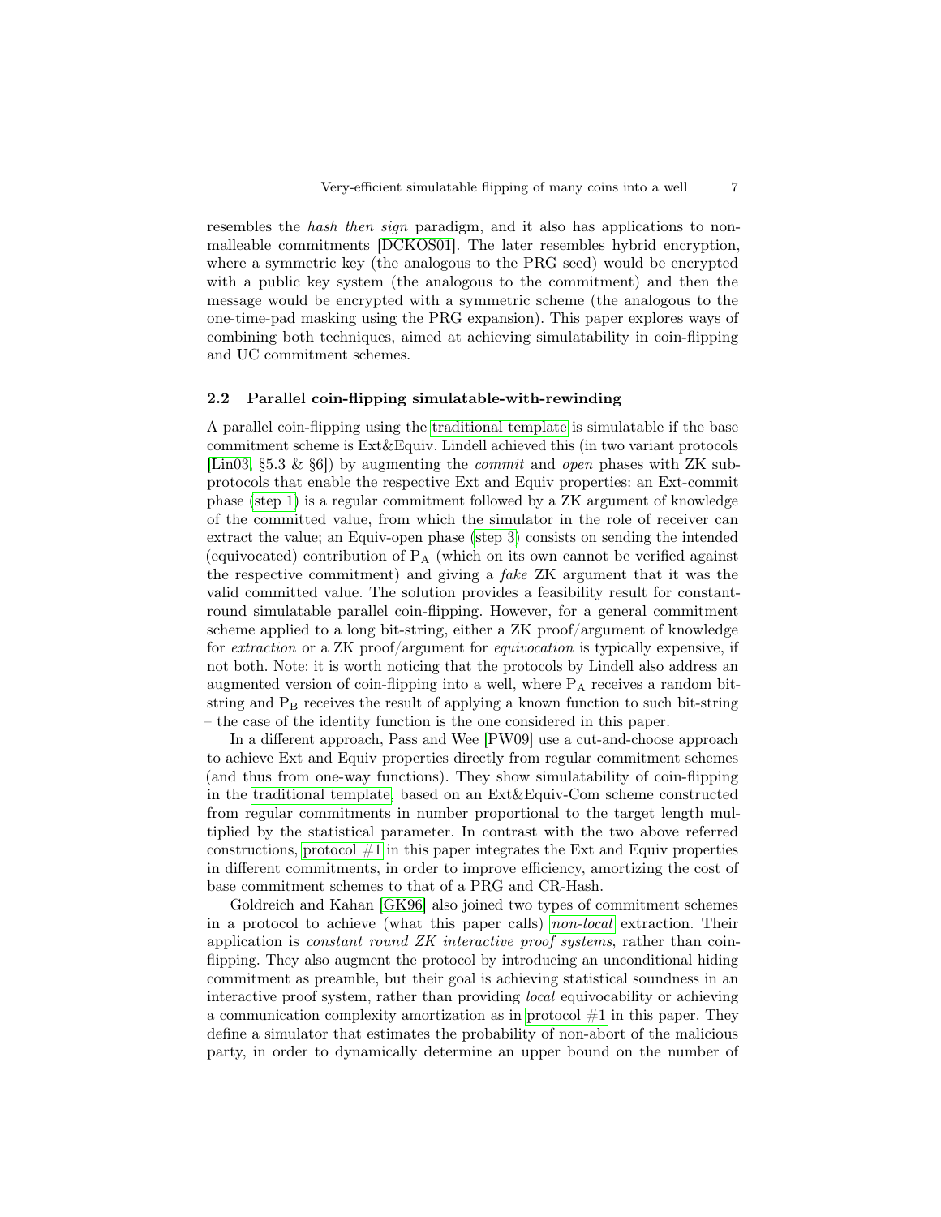resembles the *hash then sign* paradigm, and it also has applications to non-malleable commitments [DCKOS01]. The later resembles hybrid encryption, where a symmetric key (the analogous to the PRG seed) would be encrypted with a public key system (the analogous to the commitment) and then the message would be encrypted with a symmetric scheme (the analogous to the one-time-pad masking using the PRG expansion). This paper explores ways of combining both techniques, aimed at achieving simulatability in coin-flipping and UC commitment schemes.

### 2.2 Parallel coin-flipping simulatable-with-rewinding

A parallel coin-flipping using the traditional template is simulatable if the base commitment scheme is Ext&Equiv. Lindell achieved this (in two variant protocols [Lin03, §5.3 & §6]) by augmenting the *commit* and *open* phases with ZK sub-protocols that enable the respective Ext and Equiv properties: an Ext-commit phase (step 1) is a regular commitment followed by a ZK argument of knowledge of the committed value, from which the simulator in the role of receiver can extract the value; an Equiv-open phase (step 3) consists on sending the intended (equivocated) contribution of $\mathrm{P_A}$ (which on its own cannot be verified against the respective commitment) and giving a *fake* ZK argument that it was the valid committed value. The solution provides a feasibility result for constant-round simulatable parallel coin-flipping. However, for a general commitment scheme applied to a long bit-string, either a ZK proof/argument of knowledge for *extraction* or a ZK proof/argument for *equivocation* is typically expensive, if not both. Note: it is worth noticing that the protocols by Lindell also address an augmented version of coin-flipping into a well, where $\mathrm{P_A}$ receives a random bit-string and $\mathrm{P_B}$ receives the result of applying a known function to such bit-string – the case of the identity function is the one considered in this paper.

In a different approach, Pass and Wee [PW09] use a cut-and-choose approach to achieve Ext and Equiv properties directly from regular commitment schemes (and thus from one-way functions). They show simulatability of coin-flipping in the traditional template, based on an Ext&Equiv-Com scheme constructed from regular commitments in number proportional to the target length multiplied by the statistical parameter. In contrast with the two above referred constructions, protocol #1 in this paper integrates the Ext and Equiv properties in different commitments, in order to improve efficiency, amortizing the cost of base commitment schemes to that of a PRG and CR-Hash.

Goldreich and Kahan [GK96] also joined two types of commitment schemes in a protocol to achieve (what this paper calls) *non-local* extraction. Their application is *constant round ZK interactive proof systems*, rather than coin-flipping. They also augment the protocol by introducing an unconditional hiding commitment as preamble, but their goal is achieving statistical soundness in an interactive proof system, rather than providing *local* equivocability or achieving a communication complexity amortization as in protocol #1 in this paper. They define a simulator that estimates the probability of non-abort of the malicious party, in order to dynamically determine an upper bound on the number of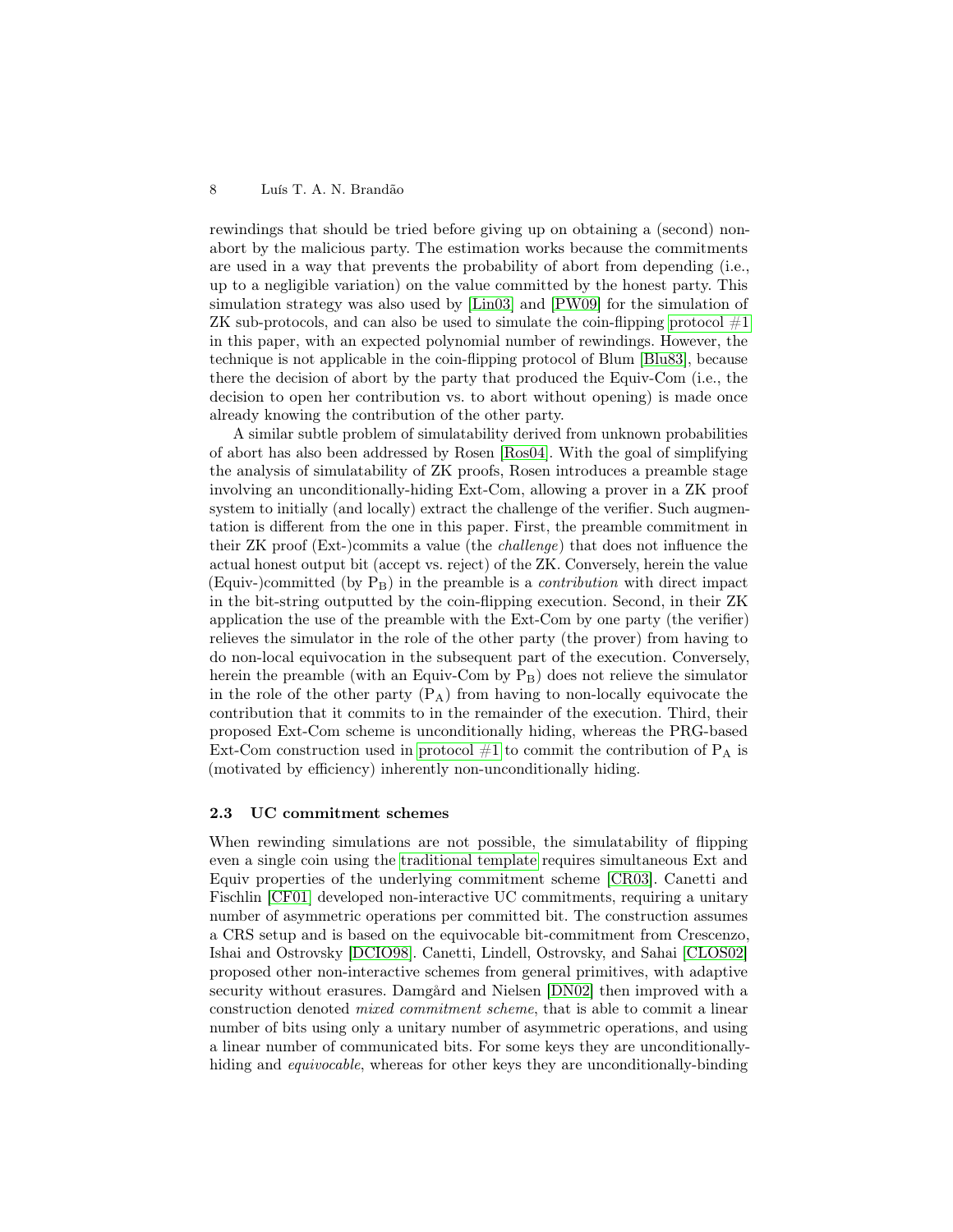rewindings that should be tried before giving up on obtaining a (second) non-abort by the malicious party. The estimation works because the commitments are used in a way that prevents the probability of abort from depending (i.e., up to a negligible variation) on the value committed by the honest party. This simulation strategy was also used by [Lin03] and [PW09] for the simulation of ZK sub-protocols, and can also be used to simulate the coin-flipping protocol #1 in this paper, with an expected polynomial number of rewindings. However, the technique is not applicable in the coin-flipping protocol of Blum [Blu83], because there the decision of abort by the party that produced the Equiv-Com (i.e., the decision to open her contribution vs. to abort without opening) is made once already knowing the contribution of the other party.

A similar subtle problem of simulatability derived from unknown probabilities of abort has also been addressed by Rosen [Ros04]. With the goal of simplifying the analysis of simulatability of ZK proofs, Rosen introduces a preamble stage involving an unconditionally-hiding Ext-Com, allowing a prover in a ZK proof system to initially (and locally) extract the challenge of the verifier. Such augmentation is different from the one in this paper. First, the preamble commitment in their ZK proof (Ext-)commits a value (the *challenge*) that does not influence the actual honest output bit (accept vs. reject) of the ZK. Conversely, herein the value (Equiv-)committed (by $\mathrm{P_B}$) in the preamble is a *contribution* with direct impact in the bit-string outputted by the coin-flipping execution. Second, in their ZK application the use of the preamble with the Ext-Com by one party (the verifier) relieves the simulator in the role of the other party (the prover) from having to do non-local equivocation in the subsequent part of the execution. Conversely, herein the preamble (with an Equiv-Com by $\mathrm{P_B}$) does not relieve the simulator in the role of the other party ($\mathrm{P_A}$) from having to non-locally equivocate the contribution that it commits to in the remainder of the execution. Third, their proposed Ext-Com scheme is unconditionally hiding, whereas the PRG-based Ext-Com construction used in protocol #1 to commit the contribution of $\mathrm{P_A}$ is (motivated by efficiency) inherently non-unconditionally hiding.

### 2.3 UC commitment schemes

When rewinding simulations are not possible, the simulatability of flipping even a single coin using the traditional template requires simultaneous Ext and Equiv properties of the underlying commitment scheme [CR03]. Canetti and Fischlin [CF01] developed non-interactive UC commitments, requiring a unitary number of asymmetric operations per committed bit. The construction assumes a CRS setup and is based on the equivocable bit-commitment from Crescenzo, Ishai and Ostrovsky [DCIO98]. Canetti, Lindell, Ostrovsky, and Sahai [CLOS02] proposed other non-interactive schemes from general primitives, with adaptive security without erasures. Damgård and Nielsen [DN02] then improved with a construction denoted *mixed commitment scheme*, that is able to commit a linear number of bits using only a unitary number of asymmetric operations, and using a linear number of communicated bits. For some keys they are unconditionally-hiding and *equivocable*, whereas for other keys they are unconditionally-binding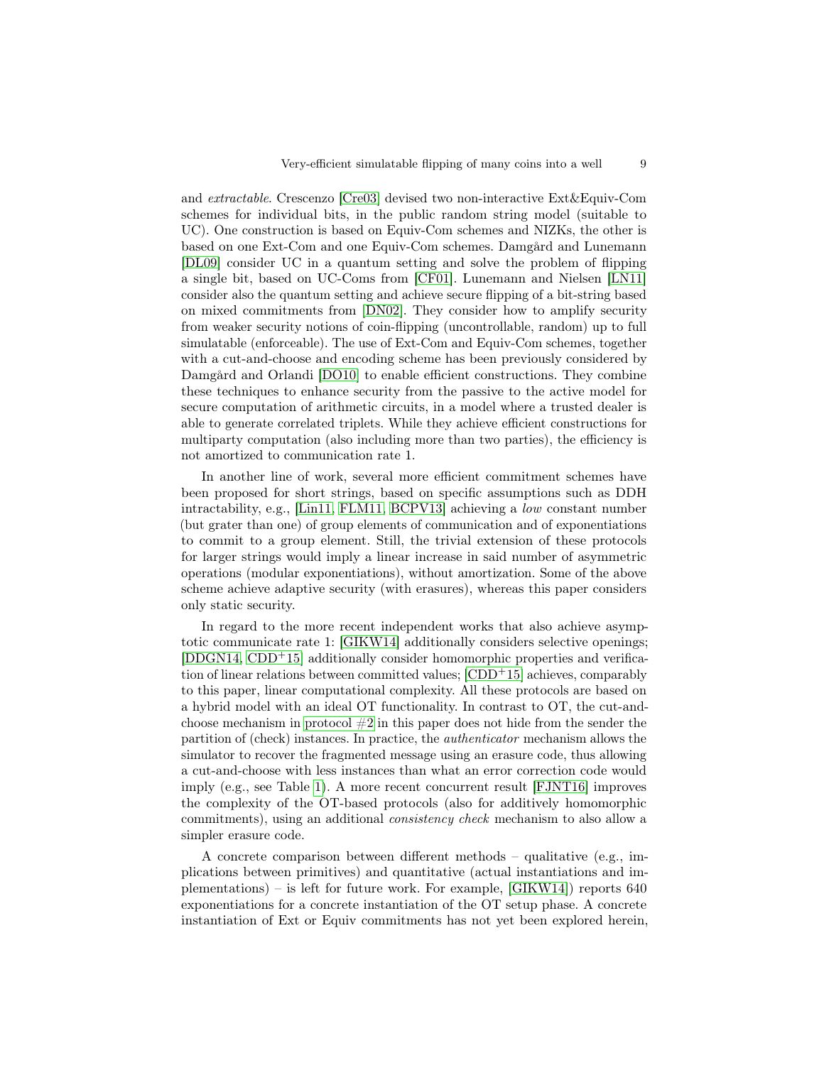and *extractable*. Crescenzo [Cre03] devised two non-interactive Ext&Equiv-Com schemes for individual bits, in the public random string model (suitable to UC). One construction is based on Equiv-Com schemes and NIZKs, the other is based on one Ext-Com and one Equiv-Com schemes. Damgård and Lunemann [DL09] consider UC in a quantum setting and solve the problem of flipping a single bit, based on UC-Coms from [CF01]. Lunemann and Nielsen [LN11] consider also the quantum setting and achieve secure flipping of a bit-string based on mixed commitments from [DN02]. They consider how to amplify security from weaker security notions of coin-flipping (uncontrollable, random) up to full simulatable (enforceable). The use of Ext-Com and Equiv-Com schemes, together with a cut-and-choose and encoding scheme has been previously considered by Damgård and Orlandi [DO10] to enable efficient constructions. They combine these techniques to enhance security from the passive to the active model for secure computation of arithmetic circuits, in a model where a trusted dealer is able to generate correlated triplets. While they achieve efficient constructions for multiparty computation (also including more than two parties), the efficiency is not amortized to communication rate 1.

In another line of work, several more efficient commitment schemes have been proposed for short strings, based on specific assumptions such as DDH intractability, e.g., [Lin11, FLM11, BCPV13] achieving a *low* constant number (but grater than one) of group elements of communication and of exponentiations to commit to a group element. Still, the trivial extension of these protocols for larger strings would imply a linear increase in said number of asymmetric operations (modular exponentiations), without amortization. Some of the above scheme achieve adaptive security (with erasures), whereas this paper considers only static security.

In regard to the more recent independent works that also achieve asymptotic communicate rate 1: [GIKW14] additionally considers selective openings; [DDGN14, CDD+15] additionally consider homomorphic properties and verification of linear relations between committed values; [CDD+15] achieves, comparably to this paper, linear computational complexity. All these protocols are based on a hybrid model with an ideal OT functionality. In contrast to OT, the cut-and-choose mechanism in protocol #2 in this paper does not hide from the sender the partition of (check) instances. In practice, the *authenticator* mechanism allows the simulator to recover the fragmented message using an erasure code, thus allowing a cut-and-choose with less instances than what an error correction code would imply (e.g., see Table 1). A more recent concurrent result [FJNT16] improves the complexity of the OT-based protocols (also for additively homomorphic commitments), using an additional *consistency check* mechanism to also allow a simpler erasure code.

A concrete comparison between different methods – qualitative (e.g., implications between primitives) and quantitative (actual instantiations and implementations) – is left for future work. For example, [GIKW14]) reports 640 exponentiations for a concrete instantiation of the OT setup phase. A concrete instantiation of Ext or Equiv commitments has not yet been explored herein,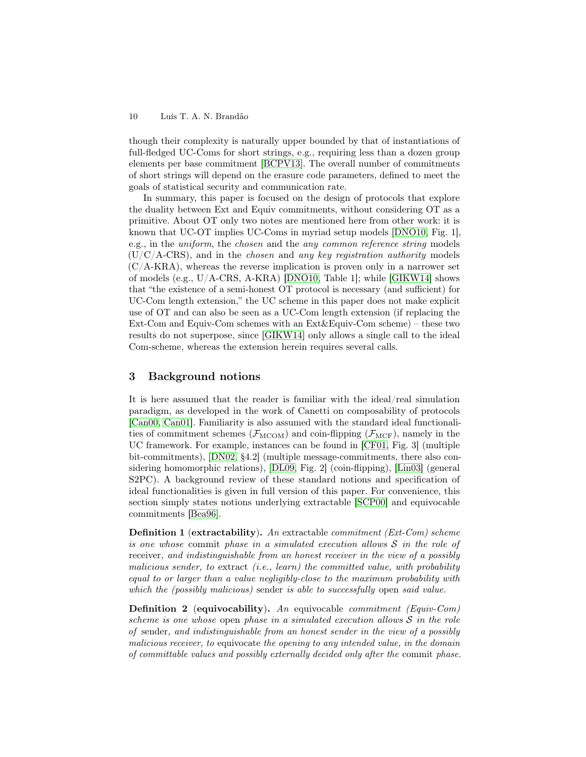though their complexity is naturally upper bounded by that of instantiations of full-fledged UC-Coms for short strings, e.g., requiring less than a dozen group elements per base commitment [BCPV13]. The overall number of commitments of short strings will depend on the erasure code parameters, defined to meet the goals of statistical security and communication rate.

In summary, this paper is focused on the design of protocols that explore the duality between Ext and Equiv commitments, without considering OT as a primitive. About OT only two notes are mentioned here from other work: it is known that UC-OT implies UC-Coms in myriad setup models [DNO10, Fig. 1], e.g., in the *uniform*, the *chosen* and the *any common reference string* models (U/C/A-CRS), and in the *chosen* and *any key registration authority* models (C/A-KRA), whereas the reverse implication is proven only in a narrower set of models (e.g., U/A-CRS, A-KRA) [DNO10, Table 1]; while [GIKW14] shows that "the existence of a semi-honest OT protocol is necessary (and sufficient) for UC-Com length extension," the UC scheme in this paper does not make explicit use of OT and can also be seen as a UC-Com length extension (if replacing the Ext-Com and Equiv-Com schemes with an Ext&Equiv-Com scheme) – these two results do not superpose, since [GIKW14] only allows a single call to the ideal Com-scheme, whereas the extension herein requires several calls.

## 3 Background notions

It is here assumed that the reader is familiar with the ideal/real simulation paradigm, as developed in the work of Canetti on composability of protocols [Can00, Can01]. Familiarity is also assumed with the standard ideal functionalities of commitment schemes ($\mathcal{F}_{\text{MCOM}}$) and coin-flipping ($\mathcal{F}_{\text{MCF}}$), namely in the UC framework. For example, instances can be found in [CF01, Fig. 3] (multiple bit-commitments), [DN02, §4.2] (multiple message-commitments, there also considering homomorphic relations), [DL09, Fig. 2] (coin-flipping), [Lin03] (general S2PC). A background review of these standard notions and specification of ideal functionalities is given in full version of this paper. For convenience, this section simply states notions underlying extractable [SCP00] and equivocable commitments [Bea96].

**Definition 1 (extractability).** *An* extractable *commitment (Ext-Com) scheme is one whose* commit *phase in a simulated execution allows $\mathcal{S}$ in the role of* receiver*, and indistinguishable from an honest receiver in the view of a possibly malicious sender, to* extract *(i.e., learn) the committed value, with probability equal to or larger than a value negligibly-close to the maximum probability with which the (possibly malicious)* sender *is able to successfully* open *said value.*

**Definition 2 (equivocability).** *An* equivocable *commitment (Equiv-Com) scheme is one whose* open *phase in a simulated execution allows $\mathcal{S}$ in the role of* sender*, and indistinguishable from an honest sender in the view of a possibly malicious receiver, to* equivocate *the opening to any intended value, in the domain of committable values and possibly externally decided only after the* commit *phase.*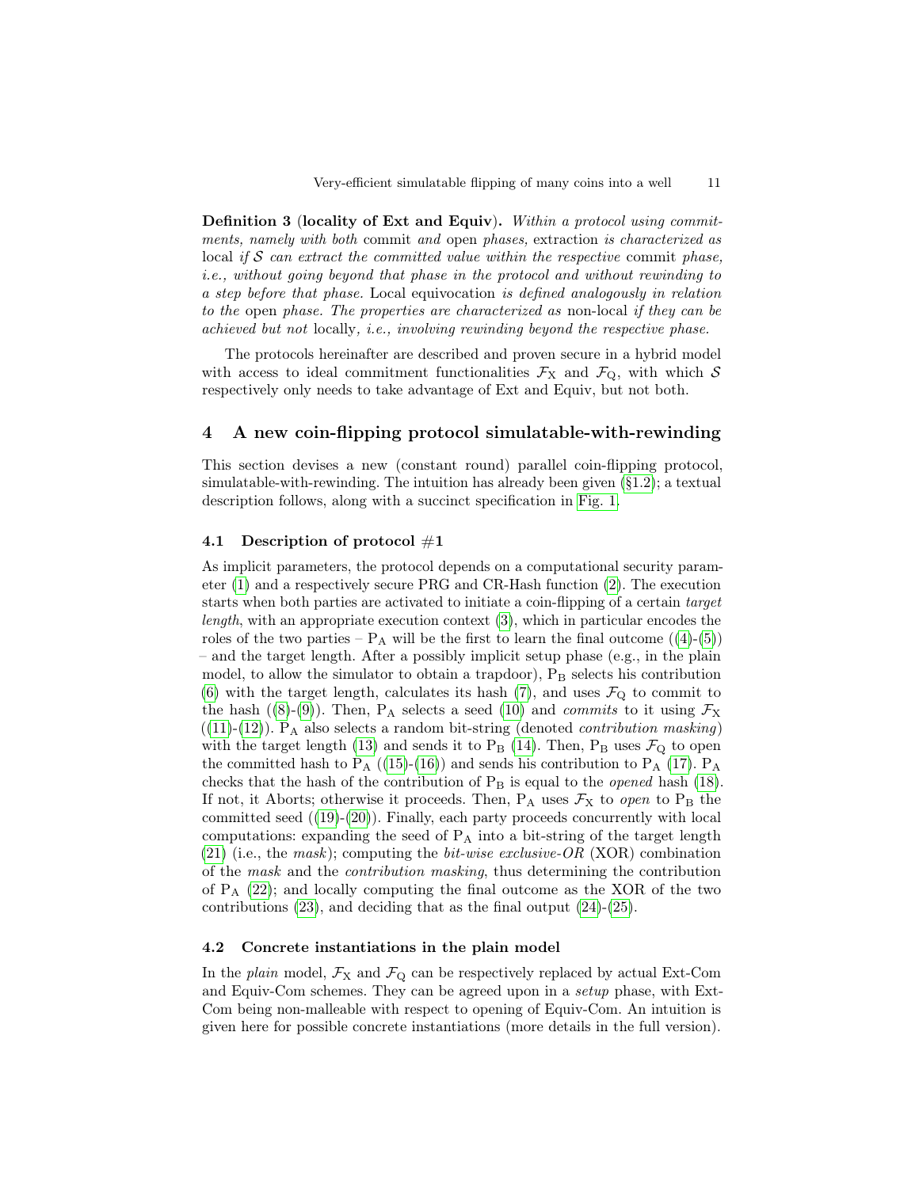**Definition 3 (locality of Ext and Equiv).** *Within a protocol using commitments, namely with both* commit *and* open *phases,* extraction *is characterized as* local *if $\mathcal{S}$ can extract the committed value within the respective* commit *phase, i.e., without going beyond that phase in the protocol and without rewinding to a step before that phase.* Local equivocation *is defined analogously in relation to the* open *phase. The properties are characterized as* non-local *if they can be achieved but not* locally*, i.e., involving rewinding beyond the respective phase.*

The protocols hereinafter are described and proven secure in a hybrid model with access to ideal commitment functionalities $\mathcal{F}_{\mathrm{X}}$ and $\mathcal{F}_{\mathrm{Q}}$, with which $\mathcal{S}$ respectively only needs to take advantage of Ext and Equiv, but not both.

## 4 A new coin-flipping protocol simulatable-with-rewinding

This section devises a new (constant round) parallel coin-flipping protocol, simulatable-with-rewinding. The intuition has already been given (§1.2); a textual description follows, along with a succinct specification in Fig. 1.

### 4.1 Description of protocol #1

As implicit parameters, the protocol depends on a computational security parameter (1) and a respectively secure PRG and CR-Hash function (2). The execution starts when both parties are activated to initiate a coin-flipping of a certain *target length*, with an appropriate execution context (3), which in particular encodes the roles of the two parties – $\mathrm{P_A}$ will be the first to learn the final outcome ((4)-(5)) – and the target length. After a possibly implicit setup phase (e.g., in the plain model, to allow the simulator to obtain a trapdoor), $\mathrm{P_B}$ selects his contribution (6) with the target length, calculates its hash (7), and uses $\mathcal{F}_{\mathrm{Q}}$ to commit to the hash ((8)-(9)). Then, $\mathrm{P_A}$ selects a seed (10) and *commits* to it using $\mathcal{F}_{\mathrm{X}}$ ((11)-(12)). $\mathrm{P_A}$ also selects a random bit-string (denoted *contribution masking*) with the target length (13) and sends it to $\mathrm{P_B}$ (14). Then, $\mathrm{P_B}$ uses $\mathcal{F}_{\mathrm{Q}}$ to open the committed hash to $\mathrm{P_A}$ ((15)-(16)) and sends his contribution to $\mathrm{P_A}$ (17). $\mathrm{P_A}$ checks that the hash of the contribution of $\mathrm{P_B}$ is equal to the *opened* hash (18). If not, it Aborts; otherwise it proceeds. Then, $\mathrm{P_A}$ uses $\mathcal{F}_{\mathrm{X}}$ to *open* to $\mathrm{P_B}$ the committed seed ((19)-(20)). Finally, each party proceeds concurrently with local computations: expanding the seed of $\mathrm{P_A}$ into a bit-string of the target length (21) (i.e., the *mask*); computing the *bit-wise exclusive-OR* (XOR) combination of the *mask* and the *contribution masking*, thus determining the contribution of $\mathrm{P_A}$ (22); and locally computing the final outcome as the XOR of the two contributions (23), and deciding that as the final output (24)-(25).

### 4.2 Concrete instantiations in the plain model

In the *plain* model, $\mathcal{F}_{\mathrm{X}}$ and $\mathcal{F}_{\mathrm{Q}}$ can be respectively replaced by actual Ext-Com and Equiv-Com schemes. They can be agreed upon in a *setup* phase, with Ext-Com being non-malleable with respect to opening of Equiv-Com. An intuition is given here for possible concrete instantiations (more details in the full version).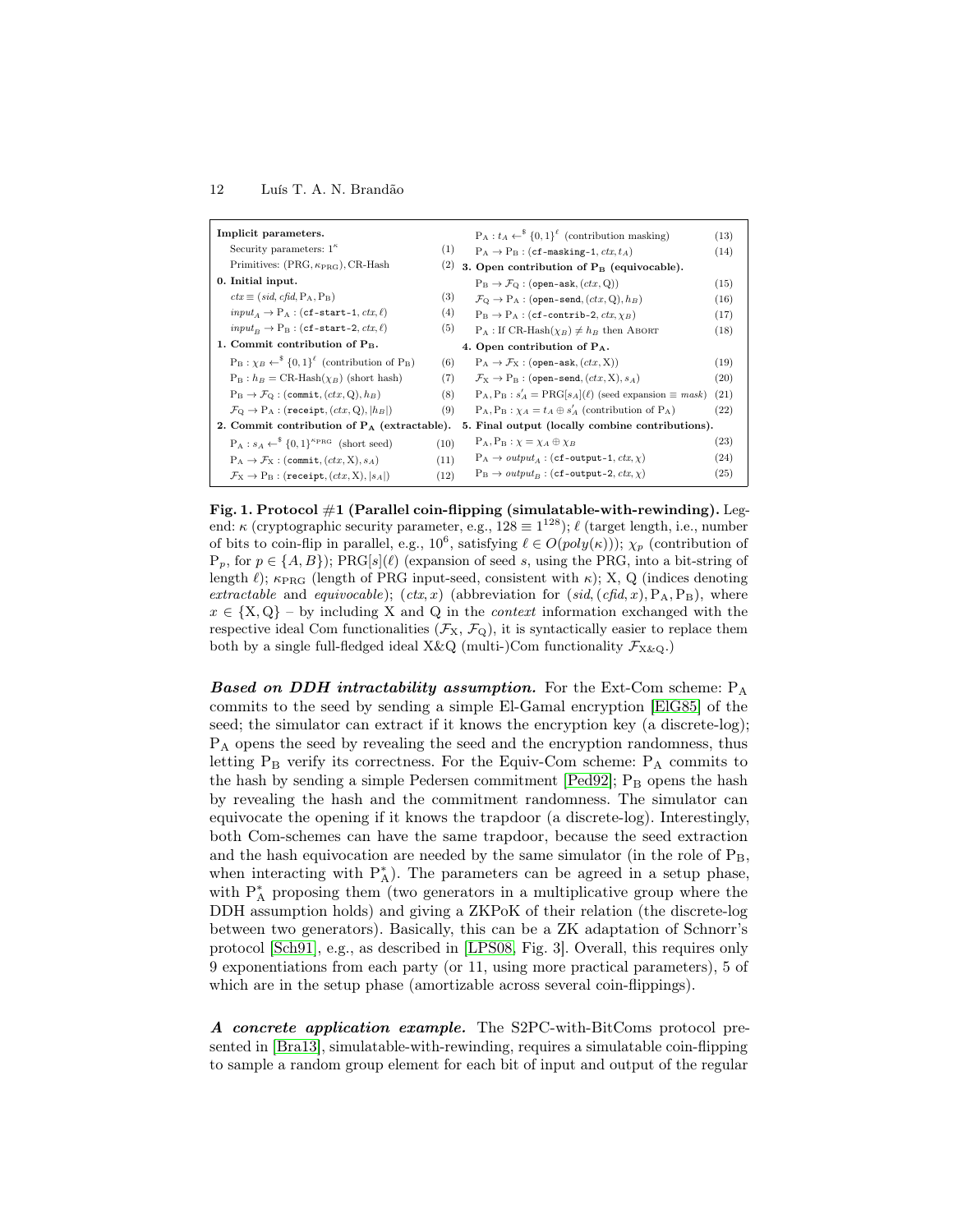| | | | | |
|---|---|---|---|---|
| **Implicit parameters.** | | $\mathrm{P_A} : t_A \leftarrow^{\$} \{0,1\}^{\ell}$ (contribution masking) | (13) |
| Security parameters: $1^\kappa$ | (1) | $\mathrm{P_A} \to \mathrm{P_B}$ : (`cf-masking-1`, $ctx, t_A$) | (14) |
| Primitives: (PRG, $\kappa_{\mathrm{PRG}}$), CR-Hash | (2) | **3. Open contribution of $\mathbf{P_B}$ (equivocable).** | |
| **0. Initial input.** | | $\mathrm{P_B} \to \mathcal{F}_{\mathrm{Q}}$ : (`open-ask`, $(ctx, \mathrm{Q})$) | (15) |
| $ctx \equiv (sid, cfid, \mathrm{P_A}, \mathrm{P_B})$ | (3) | $\mathcal{F}_{\mathrm{Q}} \to \mathrm{P_A}$ : (`open-send`, $(ctx, \mathrm{Q}), h_B$) | (16) |
| $input_A \to \mathrm{P_A}$ : (`cf-start-1`, $ctx, \ell$) | (4) | $\mathrm{P_B} \to \mathrm{P_A}$ : (`cf-contrib-2`, $ctx, \chi_B$) | (17) |
| $input_B \to \mathrm{P_B}$ : (`cf-start-2`, $ctx, \ell$) | (5) | $\mathrm{P_A}$ : If CR-Hash$(\chi_B) \neq h_B$ then ABORT | (18) |
| **1. Commit contribution of $\mathbf{P_B}$.** | | **4. Open contribution of $\mathbf{P_A}$.** | |
| $\mathrm{P_B} : \chi_B \leftarrow^{\$} \{0,1\}^{\ell}$ (contribution of $\mathrm{P_B}$) | (6) | $\mathrm{P_A} \to \mathcal{F}_{\mathrm{X}}$ : (`open-ask`, $(ctx, \mathrm{X})$) | (19) |
| $\mathrm{P_B} : h_B = \text{CR-Hash}(\chi_B)$ (short hash) | (7) | $\mathcal{F}_{\mathrm{X}} \to \mathrm{P_B}$ : (`open-send`, $(ctx, \mathrm{X}), s_A$) | (20) |
| $\mathrm{P_B} \to \mathcal{F}_{\mathrm{Q}}$ : (`commit`, $(ctx, \mathrm{Q}), h_B$) | (8) | $\mathrm{P_A}, \mathrm{P_B} : s'_A = \mathrm{PRG}[s_A](\ell)$ (seed expansion $\equiv$ *mask*) | (21) |
| $\mathcal{F}_{\mathrm{Q}} \to \mathrm{P_A}$ : (`receipt`, $(ctx, \mathrm{Q}), \|h_B\|$) | (9) | $\mathrm{P_A}, \mathrm{P_B} : \chi_A = t_A \oplus s'_A$ (contribution of $\mathrm{P_A}$) | (22) |
| **2. Commit contribution of $\mathbf{P_A}$ (extractable).** | | **5. Final output (locally combine contributions).** | |
| $\mathrm{P_A} : s_A \leftarrow^{\$} \{0,1\}^{\kappa_{\mathrm{PRG}}}$ (short seed) | (10) | $\mathrm{P_A}, \mathrm{P_B} : \chi = \chi_A \oplus \chi_B$ | (23) |
| $\mathrm{P_A} \to \mathcal{F}_{\mathrm{X}}$ : (`commit`, $(ctx, \mathrm{X}), s_A$) | (11) | $\mathrm{P_A} \to output_A$ : (`cf-output-1`, $ctx, \chi$) | (24) |
| $\mathcal{F}_{\mathrm{X}} \to \mathrm{P_B}$ : (`receipt`, $(ctx, \mathrm{X}), \|s_A\|$) | (12) | $\mathrm{P_B} \to output_B$ : (`cf-output-2`, $ctx, \chi$) | (25) |

**Fig. 1. Protocol #1 (Parallel coin-flipping (simulatable-with-rewinding).** Legend: $\kappa$ (cryptographic security parameter, e.g., $128 \equiv 1^{128}$); $\ell$ (target length, i.e., number of bits to coin-flip in parallel, e.g., $10^6$, satisfying $\ell \in O(poly(\kappa))$); $\chi_p$ (contribution of $\mathrm{P}_p$, for $p \in \{A, B\}$); $\mathrm{PRG}[s](\ell)$ (expansion of seed $s$, using the PRG, into a bit-string of length $\ell$); $\kappa_{\mathrm{PRG}}$ (length of PRG input-seed, consistent with $\kappa$); X, Q (indices denoting *extractable* and *equivocable*); $(ctx, x)$ (abbreviation for $(sid, (cfid, x), \mathrm{P_A}, \mathrm{P_B})$, where $x \in \{\mathrm{X}, \mathrm{Q}\}$ – by including X and Q in the *context* information exchanged with the respective ideal Com functionalities ($\mathcal{F}_{\mathrm{X}}$, $\mathcal{F}_{\mathrm{Q}}$), it is syntactically easier to replace them both by a single full-fledged ideal X&Q (multi-)Com functionality $\mathcal{F}_{\mathrm{X\&Q}}$.)

***Based on DDH intractability assumption.*** For the Ext-Com scheme: $\mathrm{P_A}$ commits to the seed by sending a simple El-Gamal encryption [ElG85] of the seed; the simulator can extract if it knows the encryption key (a discrete-log); $\mathrm{P_A}$ opens the seed by revealing the seed and the encryption randomness, thus letting $\mathrm{P_B}$ verify its correctness. For the Equiv-Com scheme: $\mathrm{P_A}$ commits to the hash by sending a simple Pedersen commitment [Ped92]; $\mathrm{P_B}$ opens the hash by revealing the hash and the commitment randomness. The simulator can equivocate the opening if it knows the trapdoor (a discrete-log). Interestingly, both Com-schemes can have the same trapdoor, because the seed extraction and the hash equivocation are needed by the same simulator (in the role of $\mathrm{P_B}$, when interacting with $\mathrm{P_A^*}$). The parameters can be agreed in a setup phase, with $\mathrm{P_A^*}$ proposing them (two generators in a multiplicative group where the DDH assumption holds) and giving a ZKPoK of their relation (the discrete-log between two generators). Basically, this can be a ZK adaptation of Schnorr's protocol [Sch91], e.g., as described in [LPS08, Fig. 3]. Overall, this requires only 9 exponentiations from each party (or 11, using more practical parameters), 5 of which are in the setup phase (amortizable across several coin-flippings).

***A concrete application example.*** The S2PC-with-BitComs protocol presented in [Bra13], simulatable-with-rewinding, requires a simulatable coin-flipping to sample a random group element for each bit of input and output of the regular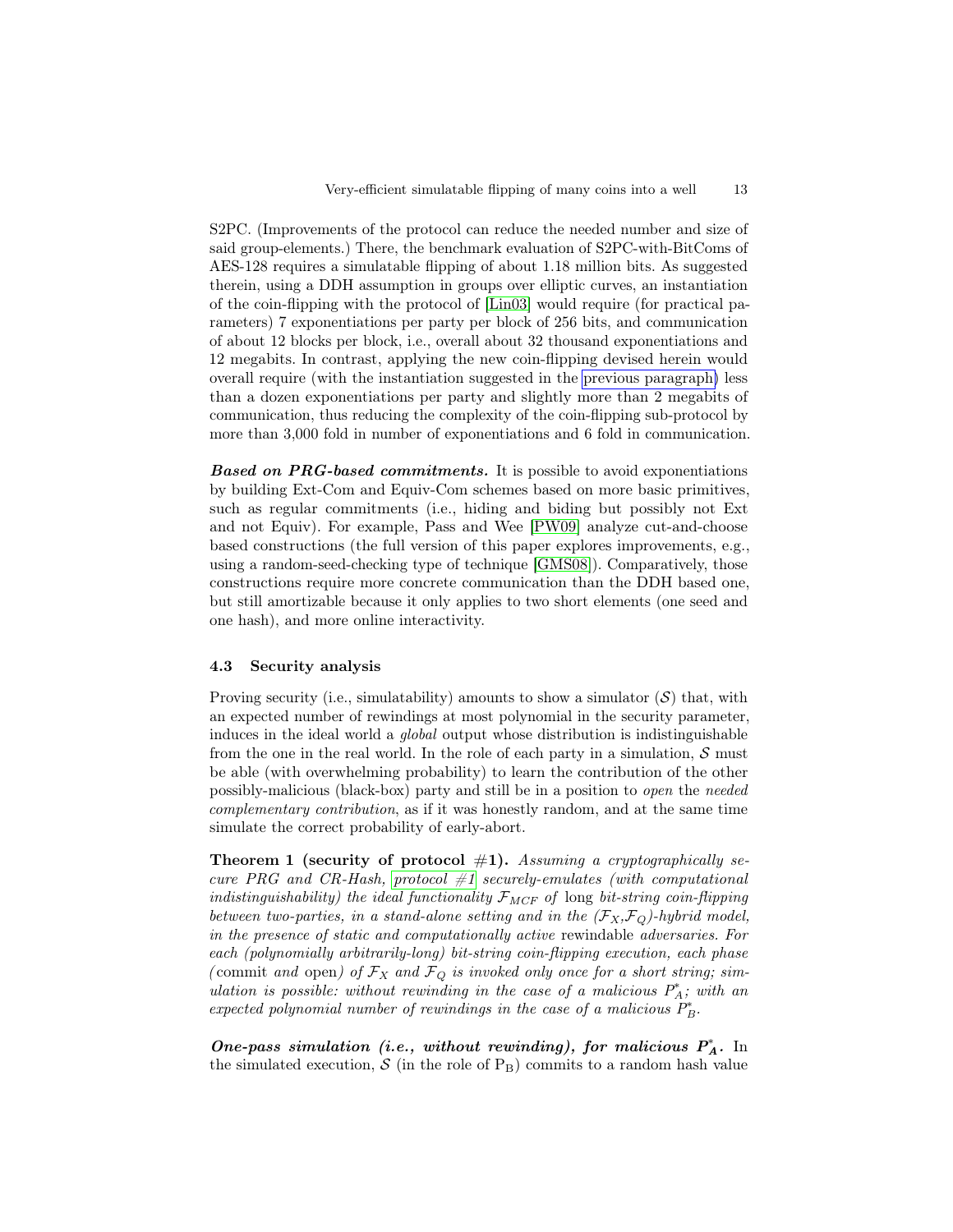S2PC. (Improvements of the protocol can reduce the needed number and size of said group-elements.) There, the benchmark evaluation of S2PC-with-BitComs of AES-128 requires a simulatable flipping of about 1.18 million bits. As suggested therein, using a DDH assumption in groups over elliptic curves, an instantiation of the coin-flipping with the protocol of [Lin03] would require (for practical parameters) 7 exponentiations per party per block of 256 bits, and communication of about 12 blocks per block, i.e., overall about 32 thousand exponentiations and 12 megabits. In contrast, applying the new coin-flipping devised herein would overall require (with the instantiation suggested in the previous paragraph) less than a dozen exponentiations per party and slightly more than 2 megabits of communication, thus reducing the complexity of the coin-flipping sub-protocol by more than 3,000 fold in number of exponentiations and 6 fold in communication.

***Based on PRG-based commitments.*** It is possible to avoid exponentiations by building Ext-Com and Equiv-Com schemes based on more basic primitives, such as regular commitments (i.e., hiding and biding but possibly not Ext and not Equiv). For example, Pass and Wee [PW09] analyze cut-and-choose based constructions (the full version of this paper explores improvements, e.g., using a random-seed-checking type of technique [GMS08]). Comparatively, those constructions require more concrete communication than the DDH based one, but still amortizable because it only applies to two short elements (one seed and one hash), and more online interactivity.

### 4.3 Security analysis

Proving security (i.e., simulatability) amounts to show a simulator ($\mathcal{S}$) that, with an expected number of rewindings at most polynomial in the security parameter, induces in the ideal world a *global* output whose distribution is indistinguishable from the one in the real world. In the role of each party in a simulation, $\mathcal{S}$ must be able (with overwhelming probability) to learn the contribution of the other possibly-malicious (black-box) party and still be in a position to *open* the *needed complementary contribution*, as if it was honestly random, and at the same time simulate the correct probability of early-abort.

**Theorem 1 (security of protocol #1).** *Assuming a cryptographically secure PRG and CR-Hash, protocol #1 securely-emulates (with computational indistinguishability) the ideal functionality $\mathcal{F}_{MCF}$ of* long *bit-string coin-flipping between two-parties, in a stand-alone setting and in the ($\mathcal{F}_X$,$\mathcal{F}_Q$)-hybrid model, in the presence of static and computationally active* rewindable *adversaries. For each (polynomially arbitrarily-long) bit-string coin-flipping execution, each phase (*commit *and* open*) of $\mathcal{F}_X$ and $\mathcal{F}_Q$ is invoked only once for a short string; simulation is possible: without rewinding in the case of a malicious $P^*_A$; with an expected polynomial number of rewindings in the case of a malicious $P^*_B$.*

***One-pass simulation (i.e., without rewinding), for malicious $P^*_A$.*** In the simulated execution, $\mathcal{S}$ (in the role of $\mathrm{P_B}$) commits to a random hash value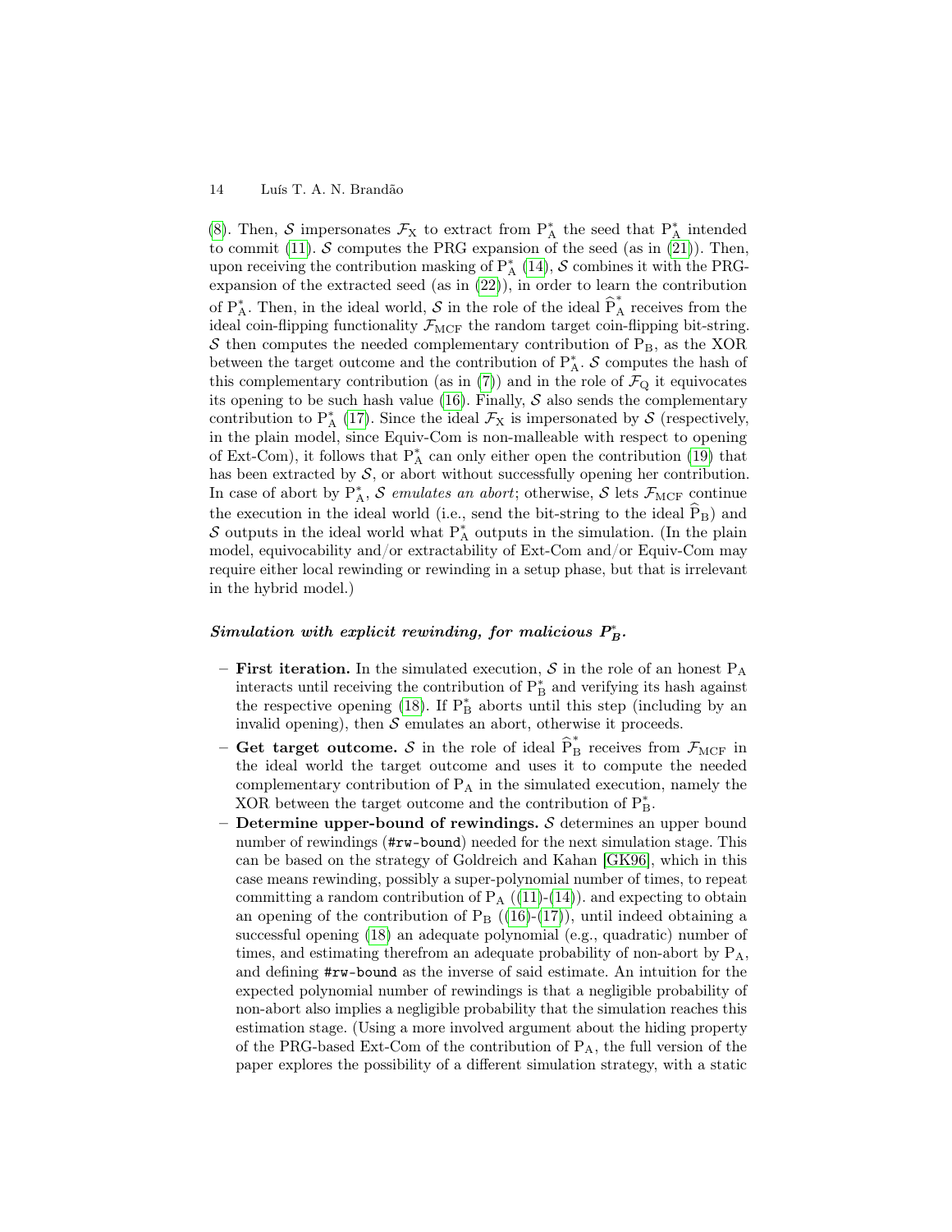(8). Then, $\mathcal{S}$ impersonates $\mathcal{F}_\text{X}$ to extract from $\text{P}_\text{A}^*$ the seed that $\text{P}_\text{A}^*$ intended to commit (11). $\mathcal{S}$ computes the PRG expansion of the seed (as in (21)). Then, upon receiving the contribution masking of $\text{P}_\text{A}^*$ (14), $\mathcal{S}$ combines it with the PRG-expansion of the extracted seed (as in (22)), in order to learn the contribution of $\text{P}_\text{A}^*$. Then, in the ideal world, $\mathcal{S}$ in the role of the ideal $\widehat{\text{P}}_\text{A}^*$ receives from the ideal coin-flipping functionality $\mathcal{F}_\text{MCF}$ the random target coin-flipping bit-string. $\mathcal{S}$ then computes the needed complementary contribution of $\text{P}_\text{B}$, as the XOR between the target outcome and the contribution of $\text{P}_\text{A}^*$. $\mathcal{S}$ computes the hash of this complementary contribution (as in (7)) and in the role of $\mathcal{F}_\text{Q}$ it equivocates its opening to be such hash value (16). Finally, $\mathcal{S}$ also sends the complementary contribution to $\text{P}_\text{A}^*$ (17). Since the ideal $\mathcal{F}_\text{X}$ is impersonated by $\mathcal{S}$ (respectively, in the plain model, since Equiv-Com is non-malleable with respect to opening of Ext-Com), it follows that $\text{P}_\text{A}^*$ can only either open the contribution (19) that has been extracted by $\mathcal{S}$, or abort without successfully opening her contribution. In case of abort by $\text{P}_\text{A}^*$, $\mathcal{S}$ *emulates an abort*; otherwise, $\mathcal{S}$ lets $\mathcal{F}_\text{MCF}$ continue the execution in the ideal world (i.e., send the bit-string to the ideal $\widehat{\text{P}}_\text{B}$) and $\mathcal{S}$ outputs in the ideal world what $\text{P}_\text{A}^*$ outputs in the simulation. (In the plain model, equivocability and/or extractability of Ext-Com and/or Equiv-Com may require either local rewinding or rewinding in a setup phase, but that is irrelevant in the hybrid model.)

***Simulation with explicit rewinding, for malicious $P_B^*$.***

- **First iteration.** In the simulated execution, $\mathcal{S}$ in the role of an honest $\text{P}_\text{A}$ interacts until receiving the contribution of $\text{P}_\text{B}^*$ and verifying its hash against the respective opening (18). If $\text{P}_\text{B}^*$ aborts until this step (including by an invalid opening), then $\mathcal{S}$ emulates an abort, otherwise it proceeds.
- **Get target outcome.** $\mathcal{S}$ in the role of ideal $\widehat{\text{P}}_\text{B}^*$ receives from $\mathcal{F}_\text{MCF}$ in the ideal world the target outcome and uses it to compute the needed complementary contribution of $\text{P}_\text{A}$ in the simulated execution, namely the XOR between the target outcome and the contribution of $\text{P}_\text{B}^*$.
- **Determine upper-bound of rewindings.** $\mathcal{S}$ determines an upper bound number of rewindings (`#rw-bound`) needed for the next simulation stage. This can be based on the strategy of Goldreich and Kahan [GK96], which in this case means rewinding, possibly a super-polynomial number of times, to repeat committing a random contribution of $\text{P}_\text{A}$ ((11)-(14)). and expecting to obtain an opening of the contribution of $\text{P}_\text{B}$ ((16)-(17)), until indeed obtaining a successful opening (18) an adequate polynomial (e.g., quadratic) number of times, and estimating therefrom an adequate probability of non-abort by $\text{P}_\text{A}$, and defining `#rw-bound` as the inverse of said estimate. An intuition for the expected polynomial number of rewindings is that a negligible probability of non-abort also implies a negligible probability that the simulation reaches this estimation stage. (Using a more involved argument about the hiding property of the PRG-based Ext-Com of the contribution of $\text{P}_\text{A}$, the full version of the paper explores the possibility of a different simulation strategy, with a static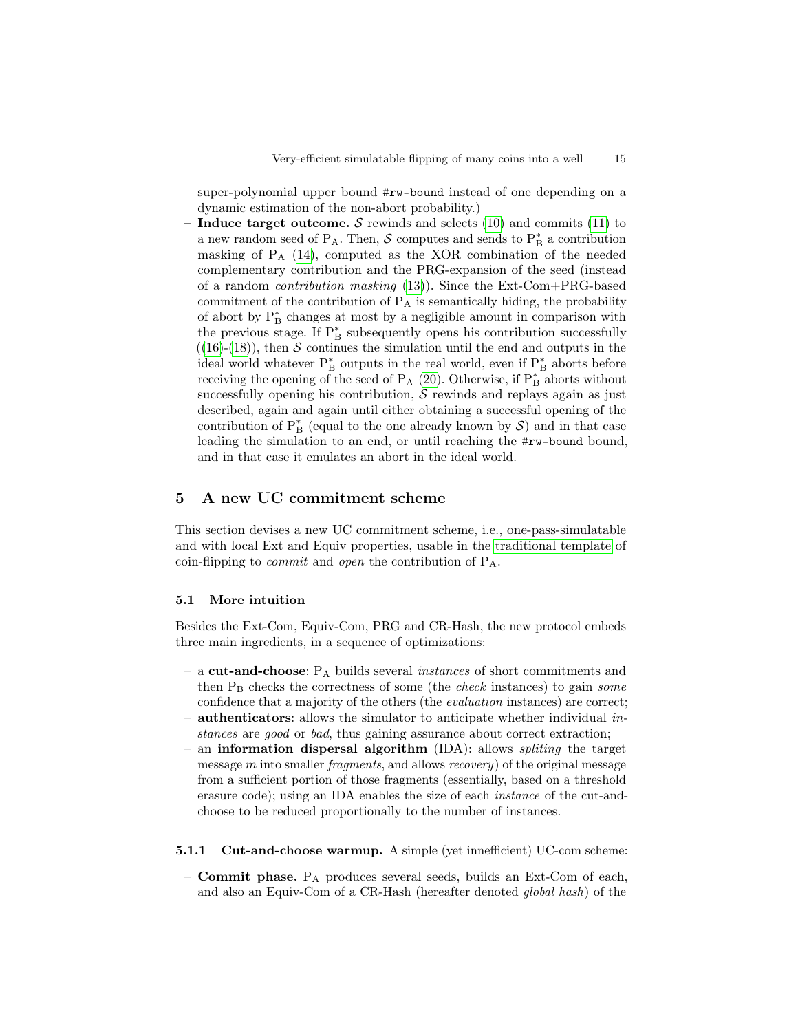super-polynomial upper bound `#rw-bound` instead of one depending on a dynamic estimation of the non-abort probability.)

- **Induce target outcome.** $\mathcal{S}$ rewinds and selects (10) and commits (11) to a new random seed of $\mathrm{P_A}$. Then, $\mathcal{S}$ computes and sends to $\mathrm{P_B^*}$ a contribution masking of $\mathrm{P_A}$ (14), computed as the XOR combination of the needed complementary contribution and the PRG-expansion of the seed (instead of a random *contribution masking* (13)). Since the Ext-Com+PRG-based commitment of the contribution of $\mathrm{P_A}$ is semantically hiding, the probability of abort by $\mathrm{P_B^*}$ changes at most by a negligible amount in comparison with the previous stage. If $\mathrm{P_B^*}$ subsequently opens his contribution successfully ((16)-(18)), then $\mathcal{S}$ continues the simulation until the end and outputs in the ideal world whatever $\mathrm{P_B^*}$ outputs in the real world, even if $\mathrm{P_B^*}$ aborts before receiving the opening of the seed of $\mathrm{P_A}$ (20). Otherwise, if $\mathrm{P_B^*}$ aborts without successfully opening his contribution, $\mathcal{S}$ rewinds and replays again as just described, again and again until either obtaining a successful opening of the contribution of $\mathrm{P_B^*}$ (equal to the one already known by $\mathcal{S}$) and in that case leading the simulation to an end, or until reaching the `#rw-bound` bound, and in that case it emulates an abort in the ideal world.

## 5 A new UC commitment scheme

This section devises a new UC commitment scheme, i.e., one-pass-simulatable and with local Ext and Equiv properties, usable in the traditional template of coin-flipping to *commit* and *open* the contribution of $\mathrm{P_A}$.

### 5.1 More intuition

Besides the Ext-Com, Equiv-Com, PRG and CR-Hash, the new protocol embeds three main ingredients, in a sequence of optimizations:

- a **cut-and-choose**: $\mathrm{P_A}$ builds several *instances* of short commitments and then $\mathrm{P_B}$ checks the correctness of some (the *check* instances) to gain *some* confidence that a majority of the others (the *evaluation* instances) are correct;
- **authenticators**: allows the simulator to anticipate whether individual *instances* are *good* or *bad*, thus gaining assurance about correct extraction;
- an **information dispersal algorithm** (IDA): allows *spliting* the target message $m$ into smaller *fragments*, and allows *recovery*) of the original message from a sufficient portion of those fragments (essentially, based on a threshold erasure code); using an IDA enables the size of each *instance* of the cut-and-choose to be reduced proportionally to the number of instances.

#### 5.1.1 Cut-and-choose warmup.

A simple (yet innefficient) UC-com scheme:

- **Commit phase.** $\mathrm{P_A}$ produces several seeds, builds an Ext-Com of each, and also an Equiv-Com of a CR-Hash (hereafter denoted *global hash*) of the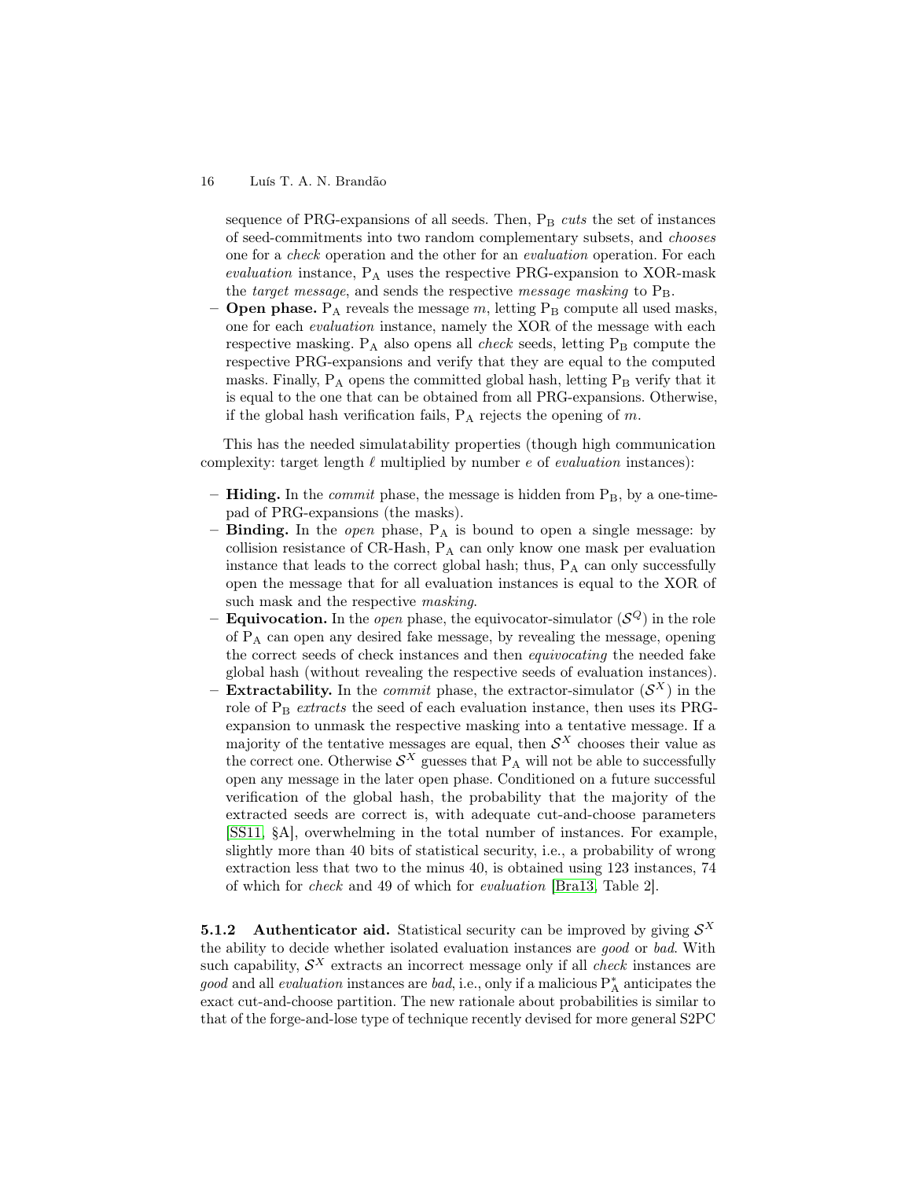sequence of PRG-expansions of all seeds. Then, $P_B$ *cuts* the set of instances of seed-commitments into two random complementary subsets, and *chooses* one for a *check* operation and the other for an *evaluation* operation. For each *evaluation* instance, $P_A$ uses the respective PRG-expansion to XOR-mask the *target message*, and sends the respective *message masking* to $P_B$.

- **Open phase.** $P_A$ reveals the message $m$, letting $P_B$ compute all used masks, one for each *evaluation* instance, namely the XOR of the message with each respective masking. $P_A$ also opens all *check* seeds, letting $P_B$ compute the respective PRG-expansions and verify that they are equal to the computed masks. Finally, $P_A$ opens the committed global hash, letting $P_B$ verify that it is equal to the one that can be obtained from all PRG-expansions. Otherwise, if the global hash verification fails, $P_A$ rejects the opening of $m$.

This has the needed simulatability properties (though high communication complexity: target length $\ell$ multiplied by number $e$ of *evaluation* instances):

- **Hiding.** In the *commit* phase, the message is hidden from $P_B$, by a one-time-pad of PRG-expansions (the masks).
- **Binding.** In the *open* phase, $P_A$ is bound to open a single message: by collision resistance of CR-Hash, $P_A$ can only know one mask per evaluation instance that leads to the correct global hash; thus, $P_A$ can only successfully open the message that for all evaluation instances is equal to the XOR of such mask and the respective *masking*.
- **Equivocation.** In the *open* phase, the equivocator-simulator ($\mathcal{S}^Q$) in the role of $P_A$ can open any desired fake message, by revealing the message, opening the correct seeds of check instances and then *equivocating* the needed fake global hash (without revealing the respective seeds of evaluation instances).
- **Extractability.** In the *commit* phase, the extractor-simulator ($\mathcal{S}^X$) in the role of $P_B$ *extracts* the seed of each evaluation instance, then uses its PRG-expansion to unmask the respective masking into a tentative message. If a majority of the tentative messages are equal, then $\mathcal{S}^X$ chooses their value as the correct one. Otherwise $\mathcal{S}^X$ guesses that $P_A$ will not be able to successfully open any message in the later open phase. Conditioned on a future successful verification of the global hash, the probability that the majority of the extracted seeds are correct is, with adequate cut-and-choose parameters [SS11, §A], overwhelming in the total number of instances. For example, slightly more than 40 bits of statistical security, i.e., a probability of wrong extraction less that two to the minus 40, is obtained using 123 instances, 74 of which for *check* and 49 of which for *evaluation* [Bra13, Table 2].

**5.1.2 Authenticator aid.** Statistical security can be improved by giving $\mathcal{S}^X$ the ability to decide whether isolated evaluation instances are *good* or *bad*. With such capability, $\mathcal{S}^X$ extracts an incorrect message only if all *check* instances are *good* and all *evaluation* instances are *bad*, i.e., only if a malicious $P_A^*$ anticipates the exact cut-and-choose partition. The new rationale about probabilities is similar to that of the forge-and-lose type of technique recently devised for more general S2PC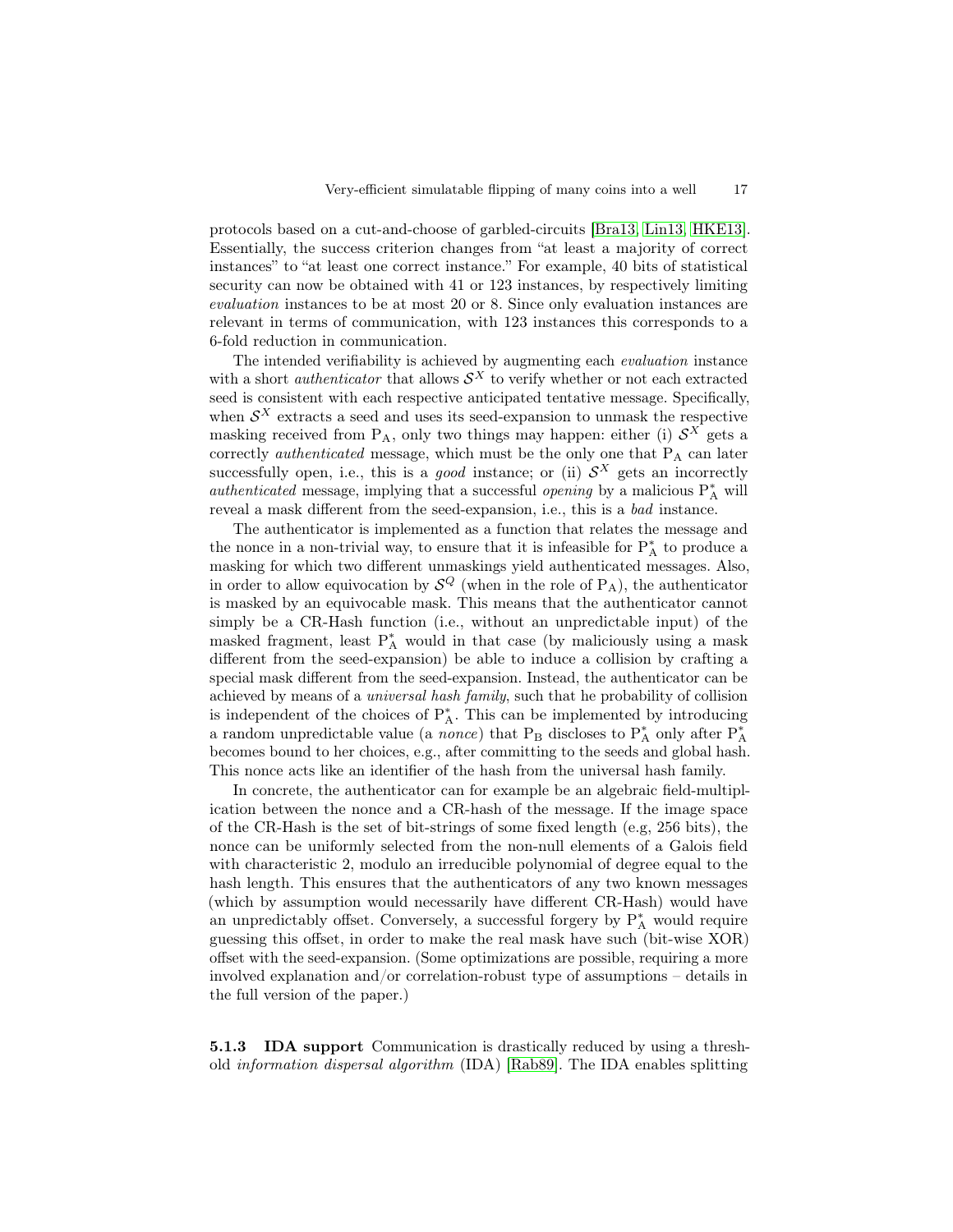protocols based on a cut-and-choose of garbled-circuits [Bra13, Lin13, HKE13]. Essentially, the success criterion changes from "at least a majority of correct instances" to "at least one correct instance." For example, 40 bits of statistical security can now be obtained with 41 or 123 instances, by respectively limiting *evaluation* instances to be at most 20 or 8. Since only evaluation instances are relevant in terms of communication, with 123 instances this corresponds to a 6-fold reduction in communication.

The intended verifiability is achieved by augmenting each *evaluation* instance with a short *authenticator* that allows $\mathcal{S}^X$ to verify whether or not each extracted seed is consistent with each respective anticipated tentative message. Specifically, when $\mathcal{S}^X$ extracts a seed and uses its seed-expansion to unmask the respective masking received from $\mathrm{P_A}$, only two things may happen: either (i) $\mathcal{S}^X$ gets a correctly *authenticated* message, which must be the only one that $\mathrm{P_A}$ can later successfully open, i.e., this is a *good* instance; or (ii) $\mathcal{S}^X$ gets an incorrectly *authenticated* message, implying that a successful *opening* by a malicious $\mathrm{P_A^*}$ will reveal a mask different from the seed-expansion, i.e., this is a *bad* instance.

The authenticator is implemented as a function that relates the message and the nonce in a non-trivial way, to ensure that it is infeasible for $\mathrm{P_A^*}$ to produce a masking for which two different unmaskings yield authenticated messages. Also, in order to allow equivocation by $\mathcal{S}^Q$ (when in the role of $\mathrm{P_A}$), the authenticator is masked by an equivocable mask. This means that the authenticator cannot simply be a CR-Hash function (i.e., without an unpredictable input) of the masked fragment, least $\mathrm{P_A^*}$ would in that case (by maliciously using a mask different from the seed-expansion) be able to induce a collision by crafting a special mask different from the seed-expansion. Instead, the authenticator can be achieved by means of a *universal hash family*, such that he probability of collision is independent of the choices of $\mathrm{P_A^*}$. This can be implemented by introducing a random unpredictable value (a *nonce*) that $\mathrm{P_B}$ discloses to $\mathrm{P_A^*}$ only after $\mathrm{P_A^*}$ becomes bound to her choices, e.g., after committing to the seeds and global hash. This nonce acts like an identifier of the hash from the universal hash family.

In concrete, the authenticator can for example be an algebraic field-multiplication between the nonce and a CR-hash of the message. If the image space of the CR-Hash is the set of bit-strings of some fixed length (e.g, 256 bits), the nonce can be uniformly selected from the non-null elements of a Galois field with characteristic 2, modulo an irreducible polynomial of degree equal to the hash length. This ensures that the authenticators of any two known messages (which by assumption would necessarily have different CR-Hash) would have an unpredictably offset. Conversely, a successful forgery by $\mathrm{P_A^*}$ would require guessing this offset, in order to make the real mask have such (bit-wise XOR) offset with the seed-expansion. (Some optimizations are possible, requiring a more involved explanation and/or correlation-robust type of assumptions – details in the full version of the paper.)

#### 5.1.3 IDA support

Communication is drastically reduced by using a threshold *information dispersal algorithm* (IDA) [Rab89]. The IDA enables splitting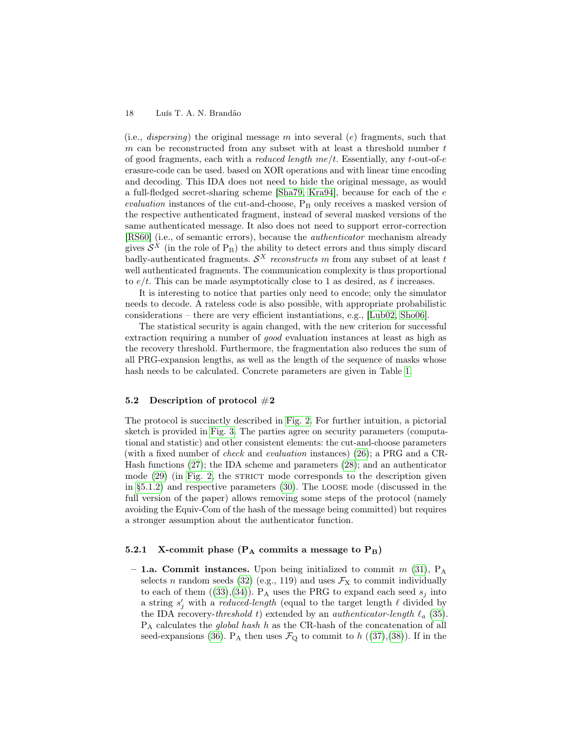(i.e., *dispersing*) the original message $m$ into several ($e$) fragments, such that $m$ can be reconstructed from any subset with at least a threshold number $t$ of good fragments, each with a *reduced length* $me/t$. Essentially, any $t$-out-of-$e$ erasure-code can be used. based on XOR operations and with linear time encoding and decoding. This IDA does not need to hide the original message, as would a full-fledged secret-sharing scheme [Sha79, Kra94], because for each of the $e$ *evaluation* instances of the cut-and-choose, $\mathrm{P_B}$ only receives a masked version of the respective authenticated fragment, instead of several masked versions of the same authenticated message. It also does not need to support error-correction [RS60] (i.e., of semantic errors), because the *authenticator* mechanism already gives $\mathcal{S}^X$ (in the role of $\mathrm{P_B}$) the ability to detect errors and thus simply discard badly-authenticated fragments. $\mathcal{S}^X$ *reconstructs* $m$ from any subset of at least $t$ well authenticated fragments. The communication complexity is thus proportional to $e/t$. This can be made asymptotically close to 1 as desired, as $\ell$ increases.

It is interesting to notice that parties only need to encode; only the simulator needs to decode. A rateless code is also possible, with appropriate probabilistic considerations – there are very efficient instantiations, e.g., [Lub02, Sho06].

The statistical security is again changed, with the new criterion for successful extraction requiring a number of *good* evaluation instances at least as high as the recovery threshold. Furthermore, the fragmentation also reduces the sum of all PRG-expansion lengths, as well as the length of the sequence of masks whose hash needs to be calculated. Concrete parameters are given in Table 1.

### 5.2 Description of protocol #2

The protocol is succinctly described in Fig. 2. For further intuition, a pictorial sketch is provided in Fig. 3. The parties agree on security parameters (computational and statistic) and other consistent elements: the cut-and-choose parameters (with a fixed number of *check* and *evaluation* instances) (26); a PRG and a CR-Hash functions (27); the IDA scheme and parameters (28); and an authenticator mode (29) (in Fig. 2, the STRICT mode corresponds to the description given in §5.1.2) and respective parameters (30). The LOOSE mode (discussed in the full version of the paper) allows removing some steps of the protocol (namely avoiding the Equiv-Com of the hash of the message being committed) but requires a stronger assumption about the authenticator function.

#### 5.2.1 X-commit phase ($\mathrm{P_A}$ commits a message to $\mathrm{P_B}$)

- **1.a. Commit instances.** Upon being initialized to commit $m$ (31), $\mathrm{P_A}$ selects $n$ random seeds (32) (e.g., 119) and uses $\mathcal{F}_\mathrm{X}$ to commit individually to each of them ((33),(34)). $\mathrm{P_A}$ uses the PRG to expand each seed $s_j$ into a string $s'_j$ with a *reduced-length* (equal to the target length $\ell$ divided by the IDA recovery-*threshold* $t$) extended by an *authenticator-length* $\ell_a$ (35). $\mathrm{P_A}$ calculates the *global hash* $h$ as the CR-hash of the concatenation of all seed-expansions (36). $\mathrm{P_A}$ then uses $\mathcal{F}_\mathrm{Q}$ to commit to $h$ ((37),(38)). If in the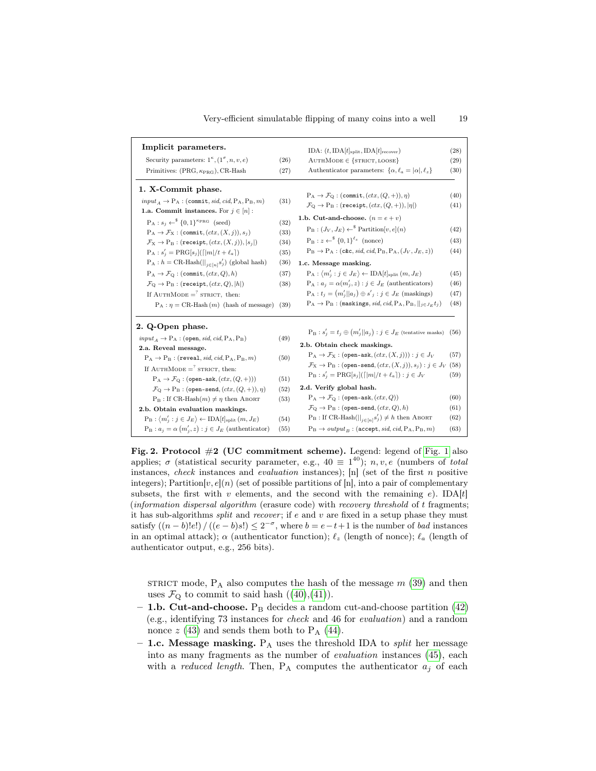**Implicit parameters.**

Security parameters: $1^\kappa, (1^\sigma, n, v, e)$ (26)

Primitives: $(\text{PRG}, \kappa_{\text{PRG}})$, CR-Hash (27)

IDA: $(t, \text{IDA}[t]_{\text{split}}, \text{IDA}[t]_{\text{recover}})$ (28)

AuthMode $\in$ {strict, loose} (29)

Authenticator parameters: $\{\alpha, \ell_a = |\alpha|, \ell_z\}$ (30)

**1. X-Commit phase.**

$input_A \rightarrow \text{P}_\text{A}$ : (commit, $sid, cid, \text{P}_\text{A}, \text{P}_\text{B}, m$) (31)

**1.a. Commit instances.** For $j \in [n]$ :

$\text{P}_\text{A} : s_j \leftarrow^{\$} \{0,1\}^{\kappa_{\text{PRG}}}$ (seed) (32)

$\text{P}_\text{A} \rightarrow \mathcal{F}_\text{X}$ : (commit, $(ctx, (X, j)), s_j$) (33)

$\mathcal{F}_\text{X} \rightarrow \text{P}_\text{B}$ : (receipt, $(ctx, (X, j)), |s_j|$) (34)

$\text{P}_\text{A} : s'_j = \text{PRG}[s_j](\lceil |m|/t + \ell_a \rceil)$ (35)

$\text{P}_\text{A} : h = \text{CR-Hash}(||_{j \in [n]} s'_j)$ (global hash) (36)

$\text{P}_\text{A} \rightarrow \mathcal{F}_\text{Q}$ : (commit, $(ctx, Q), h$) (37)

$\mathcal{F}_\text{Q} \rightarrow \text{P}_\text{B}$ : (receipt, $(ctx, Q), |h|$) (38)

If AuthMode $=^?$ strict, then:

$\text{P}_\text{A} : \eta = \text{CR-Hash}(m)$ (hash of message) (39)

$\text{P}_\text{A} \rightarrow \mathcal{F}_\text{Q}$ : (commit, $(ctx, (Q, +)), \eta$) (40)

$\mathcal{F}_\text{Q} \rightarrow \text{P}_\text{B}$ : (receipt, $(ctx, (Q, +)), |\eta|$) (41)

**1.b. Cut-and-choose.** $(n = e + v)$

$\text{P}_\text{B} : (J_V, J_E) \leftarrow^{\$} \text{Partition}[v, e](n)$ (42)

$\text{P}_\text{B} : z \leftarrow^{\$} \{0,1\}^{\ell_z}$ (nonce) (43)

$\text{P}_\text{B} \rightarrow \text{P}_\text{A}$ : (c&c, $sid, cid, \text{P}_\text{B}, \text{P}_\text{A}, (J_V, J_E, z)$) (44)

**1.c. Message masking.**

$\text{P}_\text{A} : \langle m'_j : j \in J_E \rangle \leftarrow \text{IDA}[t]_{\text{split}}(m, J_E)$ (45)

$\text{P}_\text{A} : a_j = \alpha(m'_j, z) : j \in J_E$ (authenticators) (46)

$\text{P}_\text{A} : t_j = (m'_j || a_j) \oplus s'_j : j \in J_E$ (maskings) (47)

$\text{P}_\text{A} \rightarrow \text{P}_\text{B}$ : (maskings, $sid, cid, \text{P}_\text{A}, \text{P}_\text{B}, ||_{j \in J_E} t_j$) (48)

**2. Q-Open phase.**

$input_A \rightarrow \text{P}_\text{A}$ : (open, $sid, cid, \text{P}_\text{A}, \text{P}_\text{B}$) (49)

**2.a. Reveal message.**

$\text{P}_\text{A} \rightarrow \text{P}_\text{B}$ : (reveal, $sid, cid, \text{P}_\text{A}, \text{P}_\text{B}, m$) (50)

If AuthMode $=^?$ strict, then:

$\text{P}_\text{A} \rightarrow \mathcal{F}_\text{Q}$ : (open-ask, $(ctx, (Q, +))$) (51)

$\mathcal{F}_\text{Q} \rightarrow \text{P}_\text{B}$ : (open-send, $(ctx, (Q, +)), \eta$) (52)

$\text{P}_\text{B}$ : If $\text{CR-Hash}(m) \neq \eta$ then Abort (53)

**2.b. Obtain evaluation maskings.**

$\text{P}_\text{B} : \langle m'_j : j \in J_E \rangle \leftarrow \text{IDA}[t]_{\text{split}}(m, J_E)$ (54)

$\text{P}_\text{B} : a_j = \alpha(m'_j, z) : j \in J_E$ (authenticator) (55)

$\text{P}_\text{B} : s'_j = t_j \oplus (m'_j || a_j) : j \in J_E$ (tentative masks) (56)

**2.b. Obtain check maskings.**

$\text{P}_\text{A} \rightarrow \mathcal{F}_\text{X}$ : (open-ask, $(ctx, (X, j))$) : $j \in J_V$ (57)

$\mathcal{F}_\text{X} \rightarrow \text{P}_\text{B}$ : (open-send, $(ctx, (X, j)), s_j$) : $j \in J_V$ (58)

$\text{P}_\text{B} : s'_j = \text{PRG}[s_j](\lceil |m|/t + \ell_a \rceil) : j \in J_V$ (59)

**2.d. Verify global hash.**

$\text{P}_\text{A} \rightarrow \mathcal{F}_\text{Q}$ : (open-ask, $(ctx, Q)$) (60)

$\mathcal{F}_\text{Q} \rightarrow \text{P}_\text{B}$ : (open-send, $(ctx, Q), h$) (61)

$\text{P}_\text{B}$ : If $\text{CR-Hash}(||_{j \in [n]} s'_j) \neq h$ then Abort (62)

$\text{P}_\text{B} \rightarrow output_B$ : (accept, $sid, cid, \text{P}_\text{A}, \text{P}_\text{B}, m$) (63)

**Fig. 2. Protocol #2 (UC commitment scheme).** Legend: legend of Fig. 1 also applies; $\sigma$ (statistical security parameter, e.g., $40 \equiv 1^{40}$); $n, v, e$ (numbers of *total* instances, *check* instances and *evaluation* instances); [n] (set of the first $n$ positive integers); $\text{Partition}[v, e](n)$ (set of possible partitions of [n], into a pair of complementary subsets, the first with $v$ elements, and the second with the remaining $e$). $\text{IDA}[t]$ (*information dispersal algorithm* (erasure code) with *recovery threshold* of $t$ fragments; it has sub-algorithms *split* and *recover*; if $e$ and $v$ are fixed in a setup phase they must satisfy $((n-b)!e!) / ((e-b)s!) \leq 2^{-\sigma}$, where $b = e - t + 1$ is the number of *bad* instances in an optimal attack); $\alpha$ (authenticator function); $\ell_z$ (length of nonce); $\ell_a$ (length of authenticator output, e.g., 256 bits).

strict mode, $\text{P}_\text{A}$ also computes the hash of the message $m$ (39) and then uses $\mathcal{F}_\text{Q}$ to commit to said hash ((40),(41)).

- **1.b. Cut-and-choose.** $\text{P}_\text{B}$ decides a random cut-and-choose partition (42) (e.g., identifying 73 instances for *check* and 46 for *evaluation*) and a random nonce $z$ (43) and sends them both to $\text{P}_\text{A}$ (44).
- **1.c. Message masking.** $\text{P}_\text{A}$ uses the threshold IDA to *split* her message into as many fragments as the number of *evaluation* instances (45), each with a *reduced length*. Then, $\text{P}_\text{A}$ computes the authenticator $a_j$ of each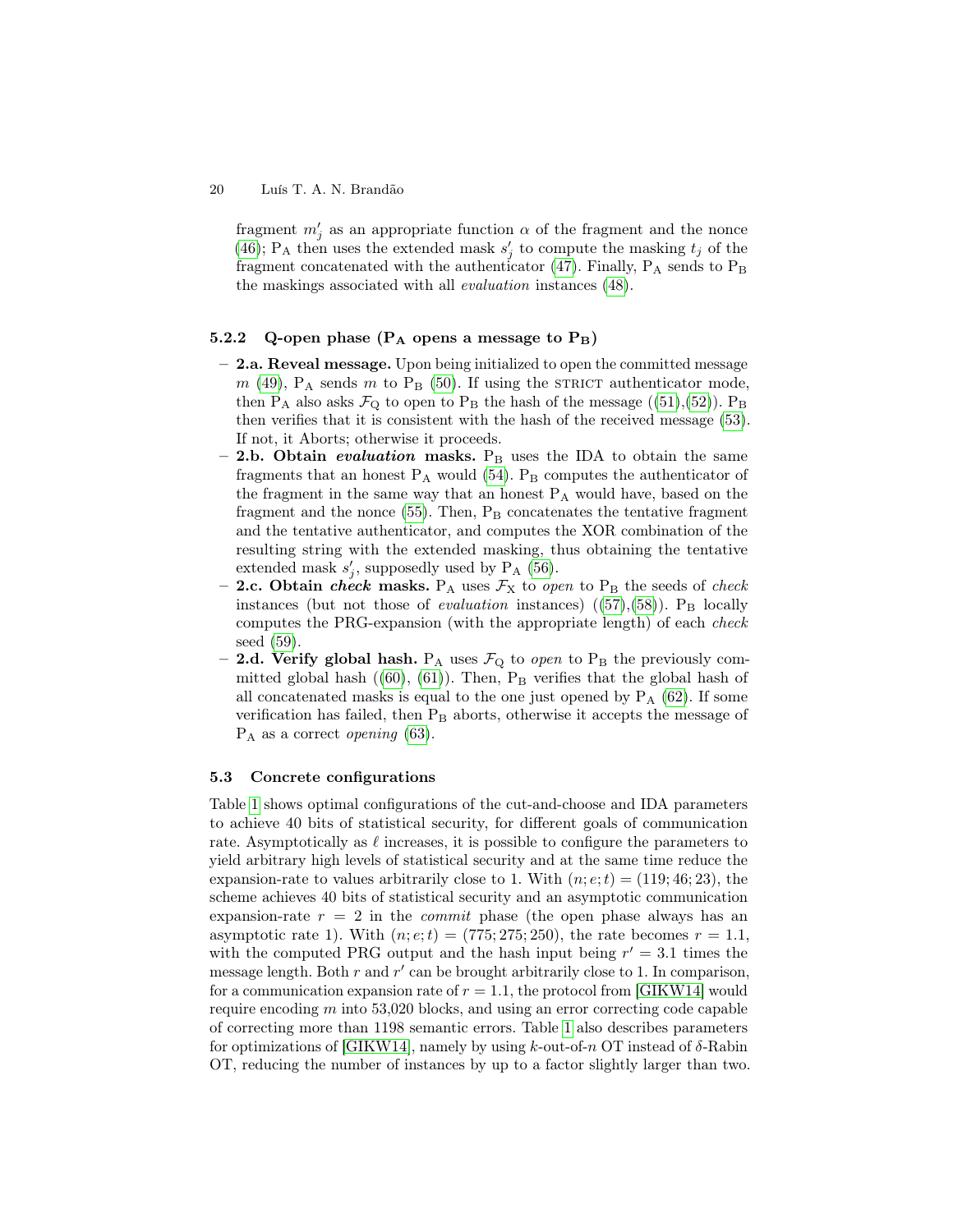fragment $m'_j$ as an appropriate function $\alpha$ of the fragment and the nonce (46); $\mathrm{P_A}$ then uses the extended mask $s'_j$ to compute the masking $t_j$ of the fragment concatenated with the authenticator (47). Finally, $\mathrm{P_A}$ sends to $\mathrm{P_B}$ the maskings associated with all *evaluation* instances (48).

#### 5.2.2 Q-open phase ($\mathrm{P_A}$ opens a message to $\mathrm{P_B}$)

- **2.a. Reveal message.** Upon being initialized to open the committed message $m$ (49), $\mathrm{P_A}$ sends $m$ to $\mathrm{P_B}$ (50). If using the STRICT authenticator mode, then $\mathrm{P_A}$ also asks $\mathcal{F}_\mathrm{Q}$ to open to $\mathrm{P_B}$ the hash of the message ((51),(52)). $\mathrm{P_B}$ then verifies that it is consistent with the hash of the received message (53). If not, it Aborts; otherwise it proceeds.
- **2.b. Obtain *evaluation* masks.** $\mathrm{P_B}$ uses the IDA to obtain the same fragments that an honest $\mathrm{P_A}$ would (54). $\mathrm{P_B}$ computes the authenticator of the fragment in the same way that an honest $\mathrm{P_A}$ would have, based on the fragment and the nonce (55). Then, $\mathrm{P_B}$ concatenates the tentative fragment and the tentative authenticator, and computes the XOR combination of the resulting string with the extended masking, thus obtaining the tentative extended mask $s'_j$, supposedly used by $\mathrm{P_A}$ (56).
- **2.c. Obtain *check* masks.** $\mathrm{P_A}$ uses $\mathcal{F}_\mathrm{X}$ to *open* to $\mathrm{P_B}$ the seeds of *check* instances (but not those of *evaluation* instances) ((57),(58)). $\mathrm{P_B}$ locally computes the PRG-expansion (with the appropriate length) of each *check* seed (59).
- **2.d. Verify global hash.** $\mathrm{P_A}$ uses $\mathcal{F}_\mathrm{Q}$ to *open* to $\mathrm{P_B}$ the previously committed global hash ((60), (61)). Then, $\mathrm{P_B}$ verifies that the global hash of all concatenated masks is equal to the one just opened by $\mathrm{P_A}$ (62). If some verification has failed, then $\mathrm{P_B}$ aborts, otherwise it accepts the message of $\mathrm{P_A}$ as a correct *opening* (63).

### 5.3 Concrete configurations

Table 1 shows optimal configurations of the cut-and-choose and IDA parameters to achieve 40 bits of statistical security, for different goals of communication rate. Asymptotically as $\ell$ increases, it is possible to configure the parameters to yield arbitrary high levels of statistical security and at the same time reduce the expansion-rate to values arbitrarily close to 1. With $(n; e; t) = (119; 46; 23)$, the scheme achieves 40 bits of statistical security and an asymptotic communication expansion-rate $r = 2$ in the *commit* phase (the open phase always has an asymptotic rate 1). With $(n; e; t) = (775; 275; 250)$, the rate becomes $r = 1.1$, with the computed PRG output and the hash input being $r' = 3.1$ times the message length. Both $r$ and $r'$ can be brought arbitrarily close to 1. In comparison, for a communication expansion rate of $r = 1.1$, the protocol from [GIKW14] would require encoding $m$ into 53,020 blocks, and using an error correcting code capable of correcting more than 1198 semantic errors. Table 1 also describes parameters for optimizations of [GIKW14], namely by using $k$-out-of-$n$ OT instead of $\delta$-Rabin OT, reducing the number of instances by up to a factor slightly larger than two.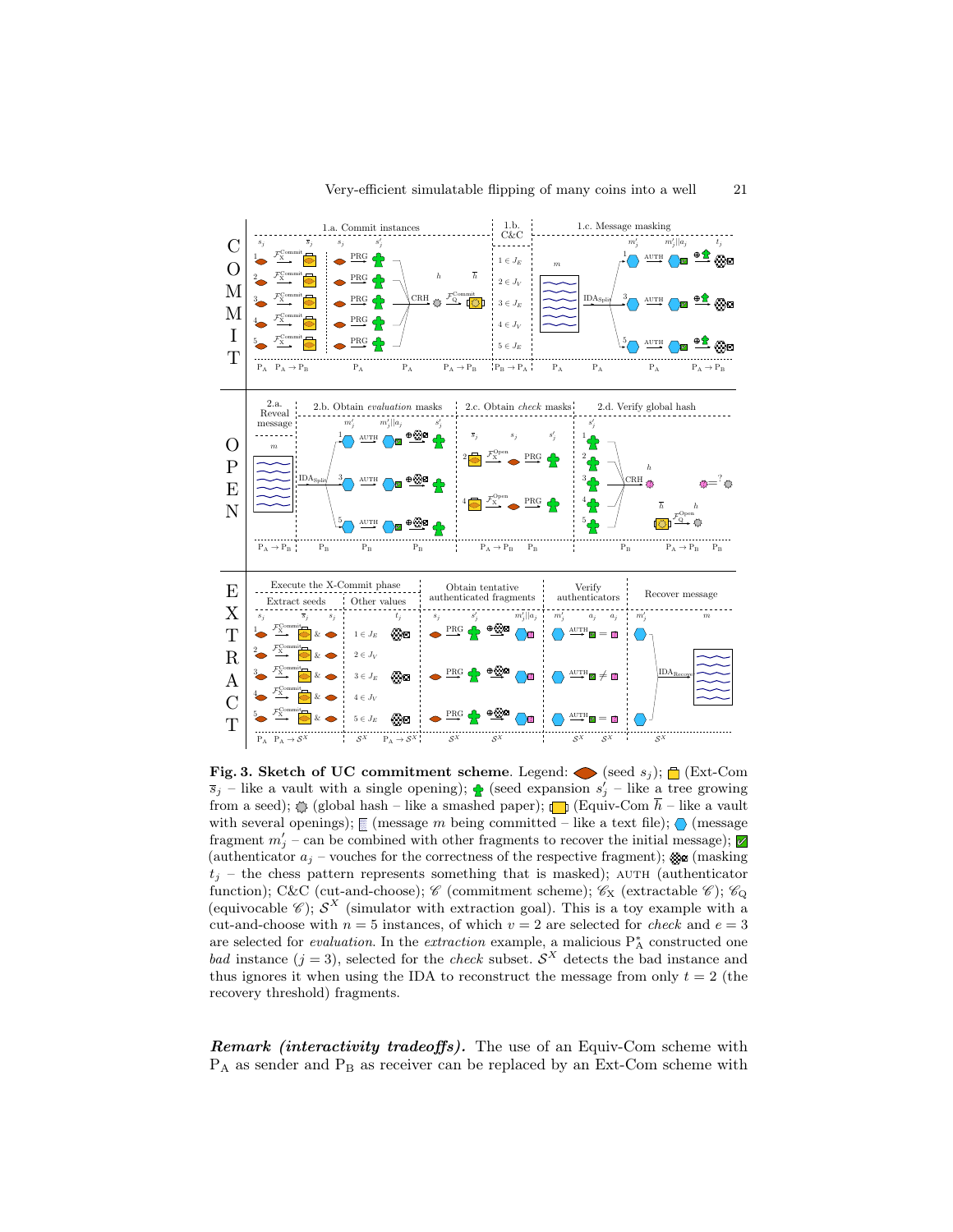**Fig. 3. Sketch of UC commitment scheme**. Legend: (seed $s_j$); (Ext-Com $\overline{s}_j$ – like a vault with a single opening); (seed expansion $s'_j$ – like a tree growing from a seed); (global hash – like a smashed paper); (Equiv-Com $\overline{h}$ – like a vault with several openings); (message $m$ being committed – like a text file); (message fragment $m'_j$ – can be combined with other fragments to recover the initial message); (authenticator $a_j$ – vouches for the correctness of the respective fragment); (masking $t_j$ – the chess pattern represents something that is masked); AUTH (authenticator function); C&C (cut-and-choose); $\mathscr{C}$ (commitment scheme); $\mathscr{C}_{\mathrm{X}}$ (extractable $\mathscr{C}$); $\mathscr{C}_{\mathrm{Q}}$ (equivocable $\mathscr{C}$); $\mathcal{S}^X$ (simulator with extraction goal). This is a toy example with a cut-and-choose with $n = 5$ instances, of which $v = 2$ are selected for *check* and $e = 3$ are selected for *evaluation*. In the *extraction* example, a malicious $\mathrm{P}^*_{\mathrm{A}}$ constructed one *bad* instance ($j = 3$), selected for the *check* subset. $\mathcal{S}^X$ detects the bad instance and thus ignores it when using the IDA to reconstruct the message from only $t = 2$ (the recovery threshold) fragments.

***Remark (interactivity tradeoffs).*** The use of an Equiv-Com scheme with $\mathrm{P}_{\mathrm{A}}$ as sender and $\mathrm{P}_{\mathrm{B}}$ as receiver can be replaced by an Ext-Com scheme with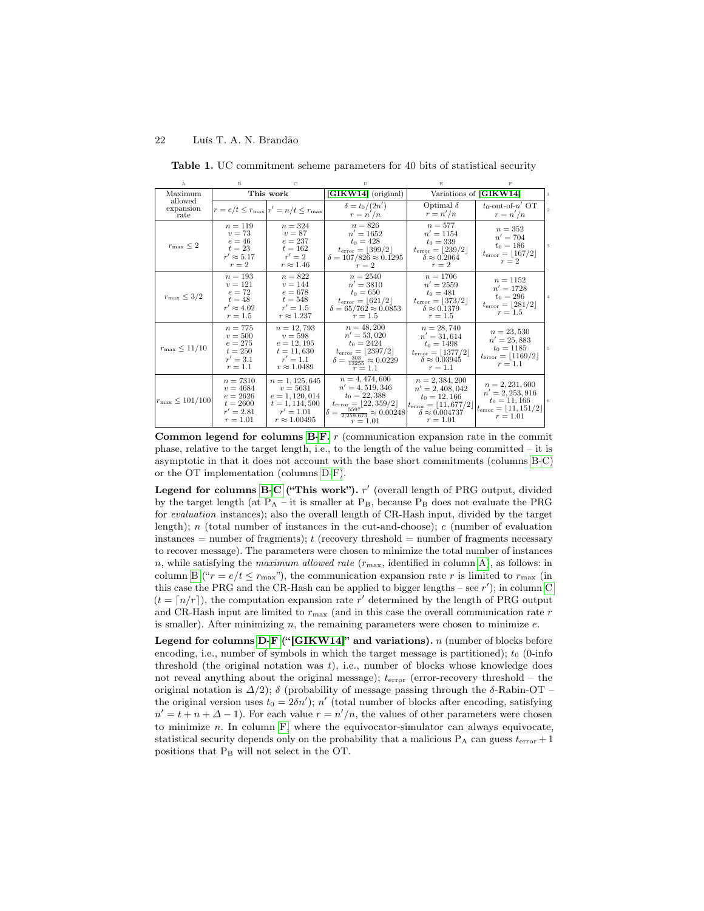**Table 1.** UC commitment scheme parameters for 40 bits of statistical security

| Maximum allowed expansion rate | This work | | [GIKW14] (original) | Variations of [GIKW14] | |
|---|---|---|---|---|---|
| | $r = e/t \leq r_{\max}$ | $r' = n/t \leq r_{\max}$ | $\delta = t_0/(2n')$ <br> $r = n'/n$ | Optimal $\delta$ <br> $r = n'/n$ | $t_0$-out-of-$n'$ OT <br> $r = n'/n$ |
| $r_{\max} \leq 2$ | $n = 119$ <br> $v = 73$ <br> $e = 46$ <br> $t = 23$ <br> $r' \approx 5.17$ <br> $r = 2$ | $n = 324$ <br> $v = 87$ <br> $e = 237$ <br> $t = 162$ <br> $r' = 2$ <br> $r \approx 1.46$ | $n = 826$ <br> $n' = 1652$ <br> $t_0 = 428$ <br> $t_{\text{error}} = \lfloor 399/2 \rfloor$ <br> $\delta = 107/826 \approx 0.1295$ <br> $r = 2$ | $n = 577$ <br> $n' = 1154$ <br> $t_0 = 339$ <br> $t_{\text{error}} = \lfloor 239/2 \rfloor$ <br> $\delta \approx 0.2064$ <br> $r = 2$ | $n = 352$ <br> $n' = 704$ <br> $t_0 = 186$ <br> $t_{\text{error}} = \lfloor 167/2 \rfloor$ <br> $r = 2$ |
| $r_{\max} \leq 3/2$ | $n = 193$ <br> $v = 121$ <br> $e = 72$ <br> $t = 48$ <br> $r' \approx 4.02$ <br> $r = 1.5$ | $n = 822$ <br> $v = 144$ <br> $e = 678$ <br> $t = 548$ <br> $r' = 1.5$ <br> $r \approx 1.237$ | $n = 2540$ <br> $n' = 3810$ <br> $t_0 = 650$ <br> $t_{\text{error}} = \lfloor 621/2 \rfloor$ <br> $\delta = 65/762 \approx 0.0853$ <br> $r = 1.5$ | $n = 1706$ <br> $n' = 2559$ <br> $t_0 = 481$ <br> $t_{\text{error}} = \lfloor 373/2 \rfloor$ <br> $\delta \approx 0.1379$ <br> $r = 1.5$ | $n = 1152$ <br> $n' = 1728$ <br> $t_0 = 296$ <br> $t_{\text{error}} = \lfloor 281/2 \rfloor$ <br> $r = 1.5$ |
| $r_{\max} \leq 11/10$ | $n = 775$ <br> $v = 500$ <br> $e = 275$ <br> $t = 250$ <br> $r' = 3.1$ <br> $r = 1.1$ | $n = 12,793$ <br> $v = 598$ <br> $e = 12,195$ <br> $t = 11,630$ <br> $r' = 1.1$ <br> $r \approx 1.0489$ | $n = 48,200$ <br> $n' = 53,020$ <br> $t_0 = 2424$ <br> $t_{\text{error}} = \lfloor 2397/2 \rfloor$ <br> $\delta = \frac{303}{13255} \approx 0.0229$ <br> $r = 1.1$ | $n = 28,740$ <br> $n' = 31,614$ <br> $t_0 = 1498$ <br> $t_{\text{error}} = \lfloor 1377/2 \rfloor$ <br> $\delta \approx 0.03945$ <br> $r = 1.1$ | $n = 23,530$ <br> $n' = 25,883$ <br> $t_0 = 1185$ <br> $t_{\text{error}} = \lfloor 1169/2 \rfloor$ <br> $r = 1.1$ |
| $r_{\max} \leq 101/100$ | $n = 7310$ <br> $v = 4684$ <br> $e = 2626$ <br> $t = 2600$ <br> $r' = 2.81$ <br> $r = 1.01$ | $n = 1,125,645$ <br> $v = 5631$ <br> $e = 1,120,014$ <br> $t = 1,114,500$ <br> $r' = 1.01$ <br> $r \approx 1.00495$ | $n = 4,474,600$ <br> $n' = 4,519,346$ <br> $t_0 = 22,388$ <br> $t_{\text{error}} = \lfloor 22,359/2 \rfloor$ <br> $\delta = \frac{5597}{2,259,673} \approx 0.00248$ <br> $r = 1.01$ | $n = 2,384,200$ <br> $n' = 2,408,042$ <br> $t_0 = 12,166$ <br> $t_{\text{error}} = \lfloor 11,677/2 \rfloor$ <br> $\delta \approx 0.004737$ <br> $r = 1.01$ | $n = 2,231,600$ <br> $n' = 2,253,916$ <br> $t_0 = 11,166$ <br> $t_{\text{error}} = \lfloor 11,151/2 \rfloor$ <br> $r = 1.01$ |

**Common legend for columns B-F.** $r$ (communication expansion rate in the commit phase, relative to the target length, i.e., to the length of the value being committed – it is asymptotic in that it does not account with the base short commitments (columns B-C) or the OT implementation (columns D-F).

**Legend for columns B-C ("This work").** $r'$ (overall length of PRG output, divided by the target length (at $\text{P}_\text{A}$ – it is smaller at $\text{P}_\text{B}$, because $\text{P}_\text{B}$ does not evaluate the PRG for *evaluation* instances); also the overall length of CR-Hash input, divided by the target length); $n$ (total number of instances in the cut-and-choose); $e$ (number of evaluation instances = number of fragments); $t$ (recovery threshold = number of fragments necessary to recover message). The parameters were chosen to minimize the total number of instances $n$, while satisfying the *maximum allowed rate* ($r_{\max}$, identified in column A), as follows: in column B ("$r = e/t \leq r_{\max}$"), the communication expansion rate $r$ is limited to $r_{\max}$ (in this case the PRG and the CR-Hash can be applied to bigger lengths – see $r'$); in column C ($t = \lceil n/r \rceil$), the computation expansion rate $r'$ determined by the length of PRG output and CR-Hash input are limited to $r_{\max}$ (and in this case the overall communication rate $r$ is smaller). After minimizing $n$, the remaining parameters were chosen to minimize $e$.

**Legend for columns D-F ("[GIKW14]" and variations).** $n$ (number of blocks before encoding, i.e., number of symbols in which the target message is partitioned); $t_0$ (0-info threshold (the original notation was $t$), i.e., number of blocks whose knowledge does not reveal anything about the original message); $t_{\text{error}}$ (error-recovery threshold – the original notation is $\Delta/2$); $\delta$ (probability of message passing through the $\delta$-Rabin-OT – the original version uses $t_0 = 2\delta n'$); $n'$ (total number of blocks after encoding, satisfying $n' = t + n + \Delta - 1$). For each value $r = n'/n$, the values of other parameters were chosen to minimize $n$. In column F, where the equivocator-simulator can always equivocate, statistical security depends only on the probability that a malicious $\text{P}_\text{A}$ can guess $t_{\text{error}} + 1$ positions that $\text{P}_\text{B}$ will not select in the OT.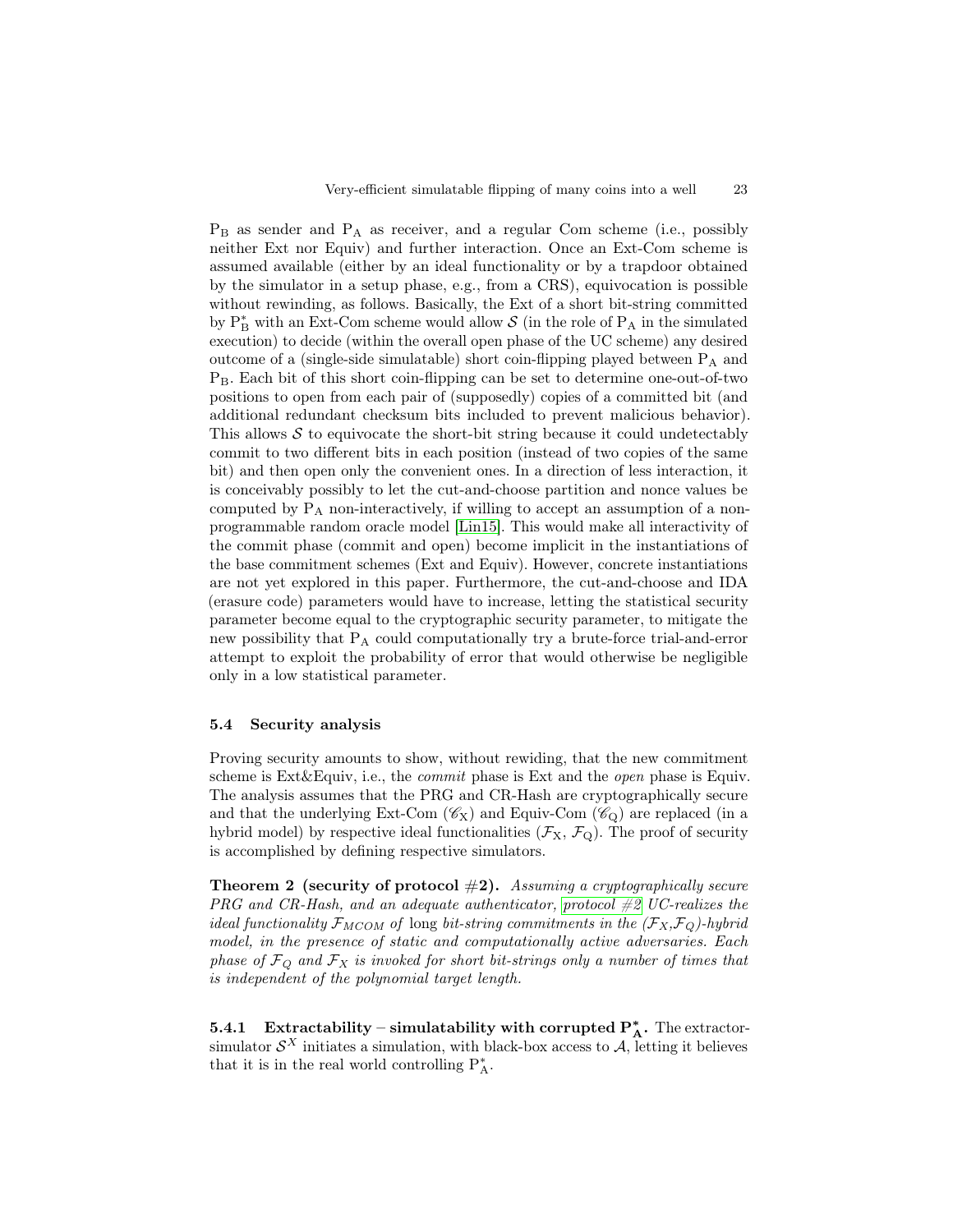$P_B$ as sender and $P_A$ as receiver, and a regular Com scheme (i.e., possibly neither Ext nor Equiv) and further interaction. Once an Ext-Com scheme is assumed available (either by an ideal functionality or by a trapdoor obtained by the simulator in a setup phase, e.g., from a CRS), equivocation is possible without rewinding, as follows. Basically, the Ext of a short bit-string committed by $P_B^*$ with an Ext-Com scheme would allow $\mathcal{S}$ (in the role of $P_A$ in the simulated execution) to decide (within the overall open phase of the UC scheme) any desired outcome of a (single-side simulatable) short coin-flipping played between $P_A$ and $P_B$. Each bit of this short coin-flipping can be set to determine one-out-of-two positions to open from each pair of (supposedly) copies of a committed bit (and additional redundant checksum bits included to prevent malicious behavior). This allows $\mathcal{S}$ to equivocate the short-bit string because it could undetectably commit to two different bits in each position (instead of two copies of the same bit) and then open only the convenient ones. In a direction of less interaction, it is conceivably possibly to let the cut-and-choose partition and nonce values be computed by $P_A$ non-interactively, if willing to accept an assumption of a non-programmable random oracle model [Lin15]. This would make all interactivity of the commit phase (commit and open) become implicit in the instantiations of the base commitment schemes (Ext and Equiv). However, concrete instantiations are not yet explored in this paper. Furthermore, the cut-and-choose and IDA (erasure code) parameters would have to increase, letting the statistical security parameter become equal to the cryptographic security parameter, to mitigate the new possibility that $P_A$ could computationally try a brute-force trial-and-error attempt to exploit the probability of error that would otherwise be negligible only in a low statistical parameter.

### 5.4 Security analysis

Proving security amounts to show, without rewiding, that the new commitment scheme is Ext&Equiv, i.e., the *commit* phase is Ext and the *open* phase is Equiv. The analysis assumes that the PRG and CR-Hash are cryptographically secure and that the underlying Ext-Com ($\mathscr{C}_X$) and Equiv-Com ($\mathscr{C}_Q$) are replaced (in a hybrid model) by respective ideal functionalities ($\mathcal{F}_X$, $\mathcal{F}_Q$). The proof of security is accomplished by defining respective simulators.

**Theorem 2 (security of protocol #2).** *Assuming a cryptographically secure PRG and CR-Hash, and an adequate authenticator, protocol #2 UC-realizes the ideal functionality $\mathcal{F}_{MCOM}$ of long bit-string commitments in the ($\mathcal{F}_X$,$\mathcal{F}_Q$)-hybrid model, in the presence of static and computationally active adversaries. Each phase of $\mathcal{F}_Q$ and $\mathcal{F}_X$ is invoked for short bit-strings only a number of times that is independent of the polynomial target length.*

#### 5.4.1 Extractability – simulatability with corrupted $P_A^*$.

The extractor-simulator $\mathcal{S}^X$ initiates a simulation, with black-box access to $\mathcal{A}$, letting it believes that it is in the real world controlling $P_A^*$.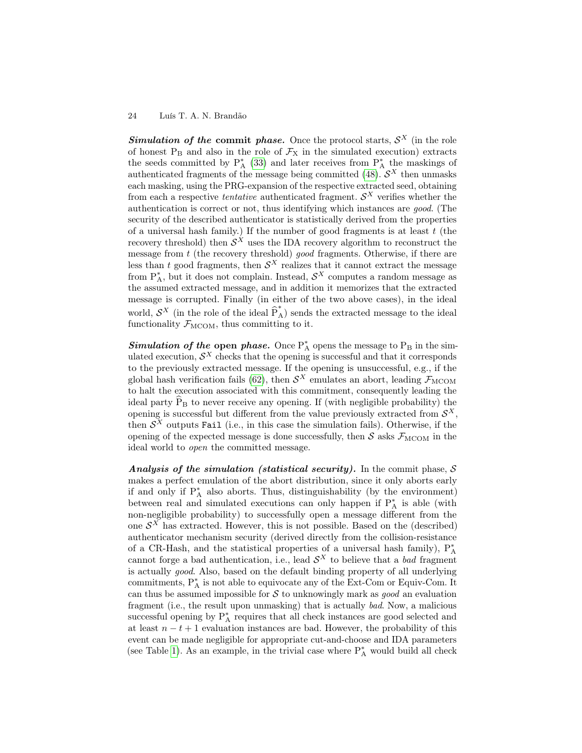***Simulation of the* commit *phase.*** Once the protocol starts, $\mathcal{S}^X$ (in the role of honest $\mathrm{P_B}$ and also in the role of $\mathcal{F}_\mathrm{X}$ in the simulated execution) extracts the seeds committed by $\mathrm{P}_\mathrm{A}^*$ (33) and later receives from $\mathrm{P}_\mathrm{A}^*$ the maskings of authenticated fragments of the message being committed (48). $\mathcal{S}^X$ then unmasks each masking, using the PRG-expansion of the respective extracted seed, obtaining from each a respective *tentative* authenticated fragment. $\mathcal{S}^X$ verifies whether the authentication is correct or not, thus identifying which instances are *good*. (The security of the described authenticator is statistically derived from the properties of a universal hash family.) If the number of good fragments is at least $t$ (the recovery threshold) then $\mathcal{S}^X$ uses the IDA recovery algorithm to reconstruct the message from $t$ (the recovery threshold) *good* fragments. Otherwise, if there are less than $t$ good fragments, then $\mathcal{S}^X$ realizes that it cannot extract the message from $\mathrm{P}_\mathrm{A}^*$, but it does not complain. Instead, $\mathcal{S}^X$ computes a random message as the assumed extracted message, and in addition it memorizes that the extracted message is corrupted. Finally (in either of the two above cases), in the ideal world, $\mathcal{S}^X$ (in the role of the ideal $\widehat{\mathrm{P}}_\mathrm{A}^*$) sends the extracted message to the ideal functionality $\mathcal{F}_\mathrm{MCOM}$, thus committing to it.

***Simulation of the* open *phase.*** Once $\mathrm{P}_\mathrm{A}^*$ opens the message to $\mathrm{P_B}$ in the simulated execution, $\mathcal{S}^X$ checks that the opening is successful and that it corresponds to the previously extracted message. If the opening is unsuccessful, e.g., if the global hash verification fails (62), then $\mathcal{S}^X$ emulates an abort, leading $\mathcal{F}_\mathrm{MCOM}$ to halt the execution associated with this commitment, consequently leading the ideal party $\widehat{\mathrm{P}}_\mathrm{B}$ to never receive any opening. If (with negligible probability) the opening is successful but different from the value previously extracted from $\mathcal{S}^X$, then $\mathcal{S}^X$ outputs `Fail` (i.e., in this case the simulation fails). Otherwise, if the opening of the expected message is done successfully, then $\mathcal{S}$ asks $\mathcal{F}_\mathrm{MCOM}$ in the ideal world to *open* the committed message.

***Analysis of the simulation (statistical security).*** In the commit phase, $\mathcal{S}$ makes a perfect emulation of the abort distribution, since it only aborts early if and only if $\mathrm{P}_\mathrm{A}^*$ also aborts. Thus, distinguishability (by the environment) between real and simulated executions can only happen if $\mathrm{P}_\mathrm{A}^*$ is able (with non-negligible probability) to successfully open a message different from the one $\mathcal{S}^X$ has extracted. However, this is not possible. Based on the (described) authenticator mechanism security (derived directly from the collision-resistance of a CR-Hash, and the statistical properties of a universal hash family), $\mathrm{P}_\mathrm{A}^*$ cannot forge a bad authentication, i.e., lead $\mathcal{S}^X$ to believe that a *bad* fragment is actually *good*. Also, based on the default binding property of all underlying commitments, $\mathrm{P}_\mathrm{A}^*$ is not able to equivocate any of the Ext-Com or Equiv-Com. It can thus be assumed impossible for $\mathcal{S}$ to unknowingly mark as *good* an evaluation fragment (i.e., the result upon unmasking) that is actually *bad*. Now, a malicious successful opening by $\mathrm{P}_\mathrm{A}^*$ requires that all check instances are good selected and at least $n - t + 1$ evaluation instances are bad. However, the probability of this event can be made negligible for appropriate cut-and-choose and IDA parameters (see Table 1). As an example, in the trivial case where $\mathrm{P}_\mathrm{A}^*$ would build all check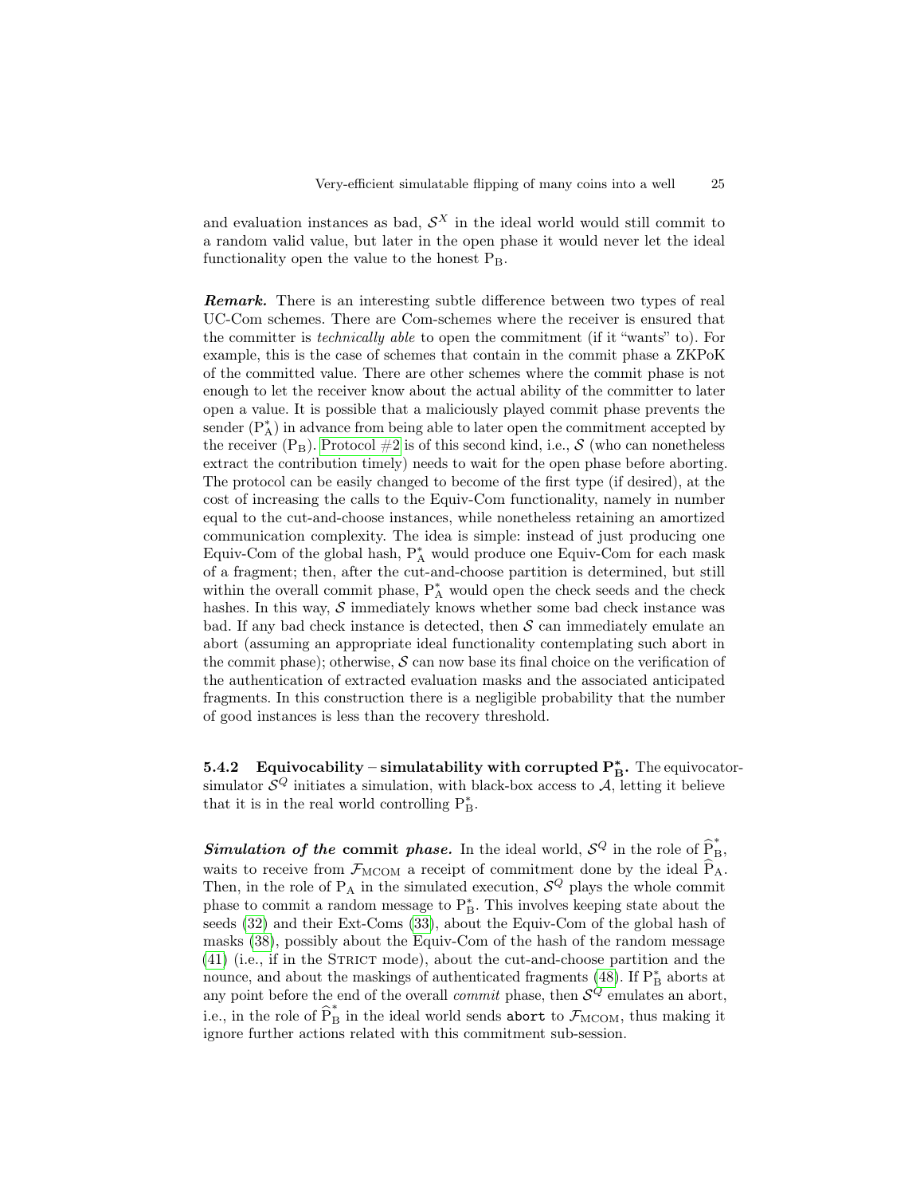and evaluation instances as bad, $\mathcal{S}^X$ in the ideal world would still commit to a random valid value, but later in the open phase it would never let the ideal functionality open the value to the honest $\mathrm{P_B}$.

***Remark.*** There is an interesting subtle difference between two types of real UC-Com schemes. There are Com-schemes where the receiver is ensured that the committer is *technically able* to open the commitment (if it "wants" to). For example, this is the case of schemes that contain in the commit phase a ZKPoK of the committed value. There are other schemes where the commit phase is not enough to let the receiver know about the actual ability of the committer to later open a value. It is possible that a maliciously played commit phase prevents the sender ($\mathrm{P_A^*}$) in advance from being able to later open the commitment accepted by the receiver ($\mathrm{P_B}$). Protocol #2 is of this second kind, i.e., $\mathcal{S}$ (who can nonetheless extract the contribution timely) needs to wait for the open phase before aborting. The protocol can be easily changed to become of the first type (if desired), at the cost of increasing the calls to the Equiv-Com functionality, namely in number equal to the cut-and-choose instances, while nonetheless retaining an amortized communication complexity. The idea is simple: instead of just producing one Equiv-Com of the global hash, $\mathrm{P_A^*}$ would produce one Equiv-Com for each mask of a fragment; then, after the cut-and-choose partition is determined, but still within the overall commit phase, $\mathrm{P_A^*}$ would open the check seeds and the check hashes. In this way, $\mathcal{S}$ immediately knows whether some bad check instance was bad. If any bad check instance is detected, then $\mathcal{S}$ can immediately emulate an abort (assuming an appropriate ideal functionality contemplating such abort in the commit phase); otherwise, $\mathcal{S}$ can now base its final choice on the verification of the authentication of extracted evaluation masks and the associated anticipated fragments. In this construction there is a negligible probability that the number of good instances is less than the recovery threshold.

#### 5.4.2 Equivocability – simulatability with corrupted $\mathbf{P_B^*}$.

The equivocator-simulator $\mathcal{S}^Q$ initiates a simulation, with black-box access to $\mathcal{A}$, letting it believe that it is in the real world controlling $\mathrm{P_B^*}$.

***Simulation of the* commit *phase.*** In the ideal world, $\mathcal{S}^Q$ in the role of $\widehat{\mathrm{P}}_{\mathrm{B}}^*$, waits to receive from $\mathcal{F}_{\mathrm{MCOM}}$ a receipt of commitment done by the ideal $\widehat{\mathrm{P}}_{\mathrm{A}}$. Then, in the role of $\mathrm{P_A}$ in the simulated execution, $\mathcal{S}^Q$ plays the whole commit phase to commit a random message to $\mathrm{P_B^*}$. This involves keeping state about the seeds (32) and their Ext-Coms (33), about the Equiv-Com of the global hash of masks (38), possibly about the Equiv-Com of the hash of the random message (41) (i.e., if in the STRICT mode), about the cut-and-choose partition and the nounce, and about the maskings of authenticated fragments (48). If $\mathrm{P_B^*}$ aborts at any point before the end of the overall *commit* phase, then $\mathcal{S}^Q$ emulates an abort, i.e., in the role of $\widehat{\mathrm{P}}_{\mathrm{B}}^*$ in the ideal world sends `abort` to $\mathcal{F}_{\mathrm{MCOM}}$, thus making it ignore further actions related with this commitment sub-session.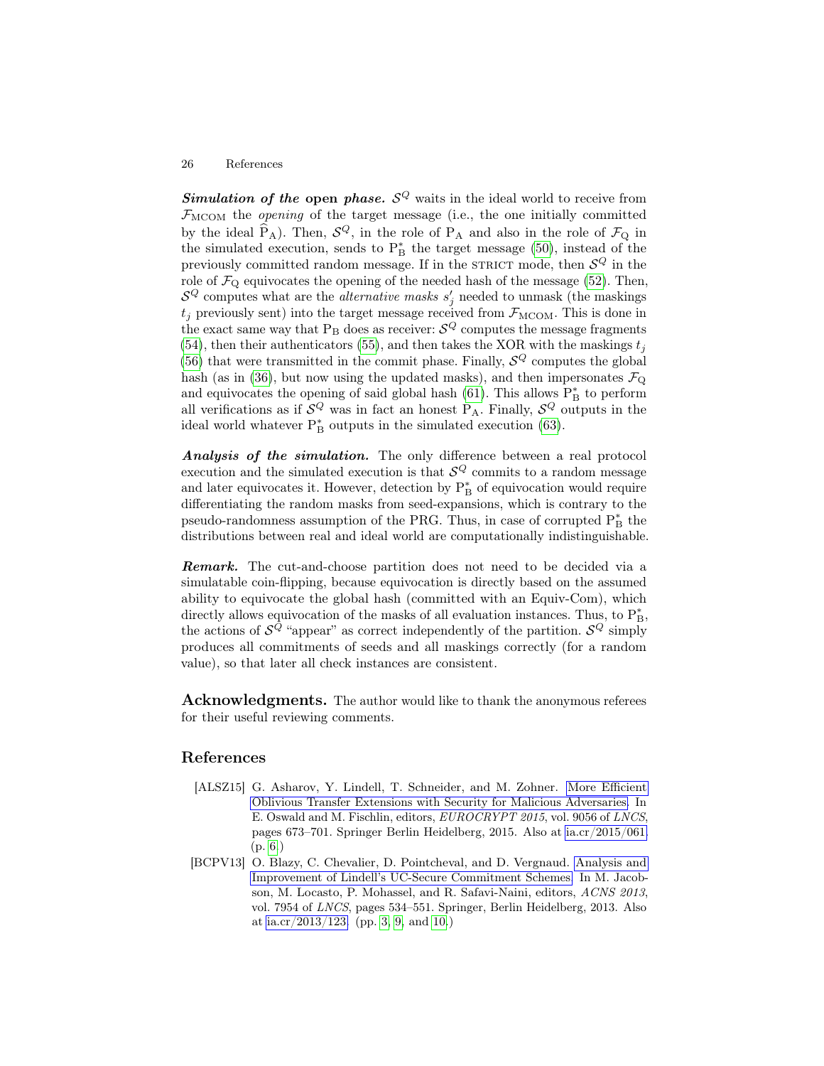***Simulation of the* open phase.** $\mathcal{S}^Q$ waits in the ideal world to receive from $\mathcal{F}_{\text{MCOM}}$ the *opening* of the target message (i.e., the one initially committed by the ideal $\widehat{\text{P}}_{\text{A}}$). Then, $\mathcal{S}^Q$, in the role of $\text{P}_{\text{A}}$ and also in the role of $\mathcal{F}_{\text{Q}}$ in the simulated execution, sends to $\text{P}_{\text{B}}^*$ the target message (50), instead of the previously committed random message. If in the STRICT mode, then $\mathcal{S}^Q$ in the role of $\mathcal{F}_{\text{Q}}$ equivocates the opening of the needed hash of the message (52). Then, $\mathcal{S}^Q$ computes what are the *alternative masks* $s'_j$ needed to unmask (the maskings $t_j$ previously sent) into the target message received from $\mathcal{F}_{\text{MCOM}}$. This is done in the exact same way that $\text{P}_{\text{B}}$ does as receiver: $\mathcal{S}^Q$ computes the message fragments (54), then their authenticators (55), and then takes the XOR with the maskings $t_j$ (56) that were transmitted in the commit phase. Finally, $\mathcal{S}^Q$ computes the global hash (as in (36), but now using the updated masks), and then impersonates $\mathcal{F}_{\text{Q}}$ and equivocates the opening of said global hash (61). This allows $\text{P}_{\text{B}}^*$ to perform all verifications as if $\mathcal{S}^Q$ was in fact an honest $\text{P}_{\text{A}}$. Finally, $\mathcal{S}^Q$ outputs in the ideal world whatever $\text{P}_{\text{B}}^*$ outputs in the simulated execution (63).

***Analysis of the simulation.*** The only difference between a real protocol execution and the simulated execution is that $\mathcal{S}^Q$ commits to a random message and later equivocates it. However, detection by $\text{P}_{\text{B}}^*$ of equivocation would require differentiating the random masks from seed-expansions, which is contrary to the pseudo-randomness assumption of the PRG. Thus, in case of corrupted $\text{P}_{\text{B}}^*$ the distributions between real and ideal world are computationally indistinguishable.

***Remark.*** The cut-and-choose partition does not need to be decided via a simulatable coin-flipping, because equivocation is directly based on the assumed ability to equivocate the global hash (committed with an Equiv-Com), which directly allows equivocation of the masks of all evaluation instances. Thus, to $\text{P}_{\text{B}}^*$, the actions of $\mathcal{S}^Q$ "appear" as correct independently of the partition. $\mathcal{S}^Q$ simply produces all commitments of seeds and all maskings correctly (for a random value), so that later all check instances are consistent.

**Acknowledgments.** The author would like to thank the anonymous referees for their useful reviewing comments.

## References

- [ALSZ15] G. Asharov, Y. Lindell, T. Schneider, and M. Zohner. More Efficient Oblivious Transfer Extensions with Security for Malicious Adversaries. In E. Oswald and M. Fischlin, editors, *EUROCRYPT 2015*, vol. 9056 of *LNCS*, pages 673–701. Springer Berlin Heidelberg, 2015. Also at ia.cr/2015/061. (p. 6)
- [BCPV13] O. Blazy, C. Chevalier, D. Pointcheval, and D. Vergnaud. Analysis and Improvement of Lindell's UC-Secure Commitment Schemes. In M. Jacobson, M. Locasto, P. Mohassel, and R. Safavi-Naini, editors, *ACNS 2013*, vol. 7954 of *LNCS*, pages 534–551. Springer, Berlin Heidelberg, 2013. Also at ia.cr/2013/123. (pp. 3, 9, and 10)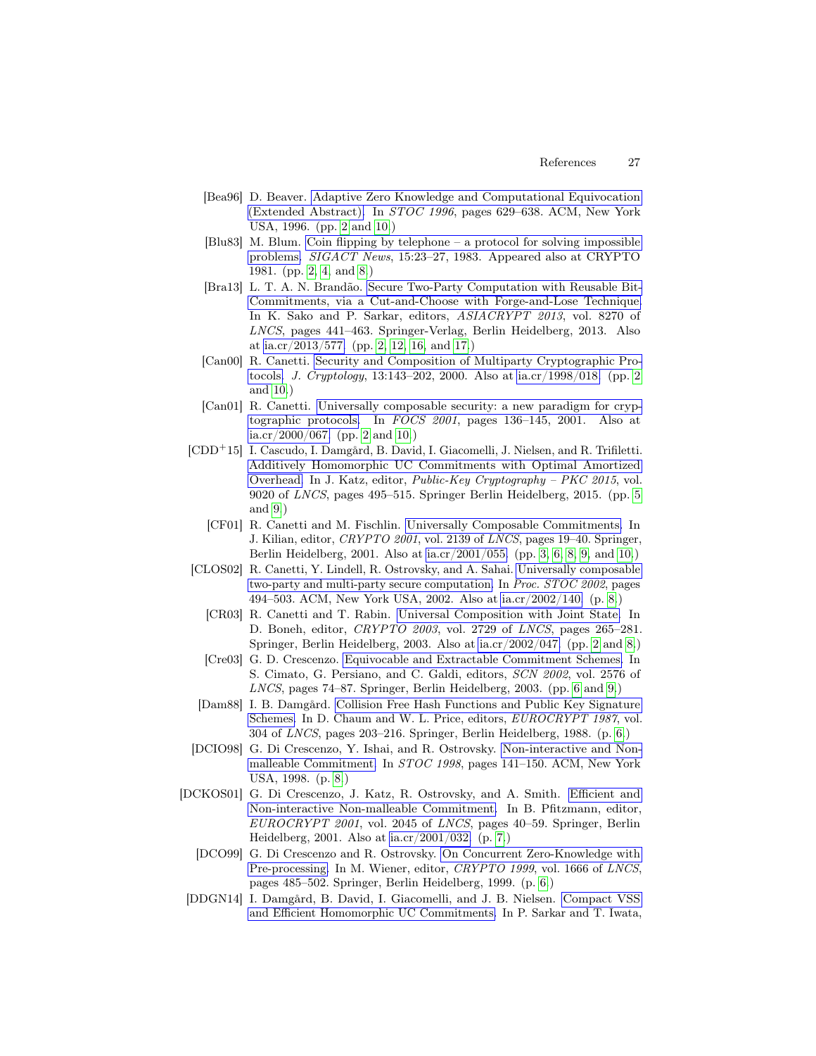[Bea96] D. Beaver. Adaptive Zero Knowledge and Computational Equivocation (Extended Abstract). In *STOC 1996*, pages 629–638. ACM, New York USA, 1996. (pp. 2 and 10.)

[Blu83] M. Blum. Coin flipping by telephone – a protocol for solving impossible problems. *SIGACT News*, 15:23–27, 1983. Appeared also at CRYPTO 1981. (pp. 2, 4, and 8.)

[Bra13] L. T. A. N. Brandão. Secure Two-Party Computation with Reusable Bit-Commitments, via a Cut-and-Choose with Forge-and-Lose Technique. In K. Sako and P. Sarkar, editors, *ASIACRYPT 2013*, vol. 8270 of *LNCS*, pages 441–463. Springer-Verlag, Berlin Heidelberg, 2013. Also at ia.cr/2013/577. (pp. 2, 12, 16, and 17.)

[Can00] R. Canetti. Security and Composition of Multiparty Cryptographic Protocols. *J. Cryptology*, 13:143–202, 2000. Also at ia.cr/1998/018. (pp. 2 and 10.)

[Can01] R. Canetti. Universally composable security: a new paradigm for cryptographic protocols. In *FOCS 2001*, pages 136–145, 2001. Also at ia.cr/2000/067. (pp. 2 and 10.)

[CDD+15] I. Cascudo, I. Damgård, B. David, I. Giacomelli, J. Nielsen, and R. Trifiletti. Additively Homomorphic UC Commitments with Optimal Amortized Overhead. In J. Katz, editor, *Public-Key Cryptography – PKC 2015*, vol. 9020 of *LNCS*, pages 495–515. Springer Berlin Heidelberg, 2015. (pp. 5 and 9.)

[CF01] R. Canetti and M. Fischlin. Universally Composable Commitments. In J. Kilian, editor, *CRYPTO 2001*, vol. 2139 of *LNCS*, pages 19–40. Springer, Berlin Heidelberg, 2001. Also at ia.cr/2001/055. (pp. 3, 6, 8, 9, and 10.)

[CLOS02] R. Canetti, Y. Lindell, R. Ostrovsky, and A. Sahai. Universally composable two-party and multi-party secure computation. In *Proc. STOC 2002*, pages 494–503. ACM, New York USA, 2002. Also at ia.cr/2002/140. (p. 8.)

[CR03] R. Canetti and T. Rabin. Universal Composition with Joint State. In D. Boneh, editor, *CRYPTO 2003*, vol. 2729 of *LNCS*, pages 265–281. Springer, Berlin Heidelberg, 2003. Also at ia.cr/2002/047. (pp. 2 and 8.)

[Cre03] G. D. Crescenzo. Equivocable and Extractable Commitment Schemes. In S. Cimato, G. Persiano, and C. Galdi, editors, *SCN 2002*, vol. 2576 of *LNCS*, pages 74–87. Springer, Berlin Heidelberg, 2003. (pp. 6 and 9.)

[Dam88] I. B. Damgård. Collision Free Hash Functions and Public Key Signature Schemes. In D. Chaum and W. L. Price, editors, *EUROCRYPT 1987*, vol. 304 of *LNCS*, pages 203–216. Springer, Berlin Heidelberg, 1988. (p. 6.)

[DCIO98] G. Di Crescenzo, Y. Ishai, and R. Ostrovsky. Non-interactive and Non-malleable Commitment. In *STOC 1998*, pages 141–150. ACM, New York USA, 1998. (p. 8.)

[DCKOS01] G. Di Crescenzo, J. Katz, R. Ostrovsky, and A. Smith. Efficient and Non-interactive Non-malleable Commitment. In B. Pfitzmann, editor, *EUROCRYPT 2001*, vol. 2045 of *LNCS*, pages 40–59. Springer, Berlin Heidelberg, 2001. Also at ia.cr/2001/032. (p. 7.)

[DCO99] G. Di Crescenzo and R. Ostrovsky. On Concurrent Zero-Knowledge with Pre-processing. In M. Wiener, editor, *CRYPTO 1999*, vol. 1666 of *LNCS*, pages 485–502. Springer, Berlin Heidelberg, 1999. (p. 6.)

[DDGN14] I. Damgård, B. David, I. Giacomelli, and J. B. Nielsen. Compact VSS and Efficient Homomorphic UC Commitments. In P. Sarkar and T. Iwata,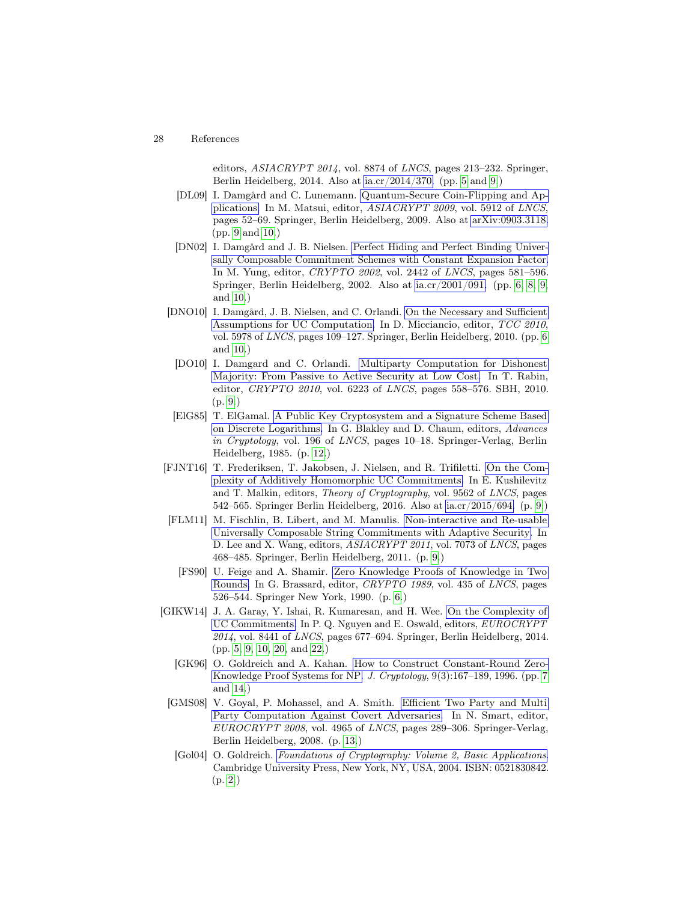editors, *ASIACRYPT 2014*, vol. 8874 of *LNCS*, pages 213–232. Springer, Berlin Heidelberg, 2014. Also at ia.cr/2014/370. (pp. 5 and 9.)

[DL09] I. Damgård and C. Lunemann. Quantum-Secure Coin-Flipping and Applications. In M. Matsui, editor, *ASIACRYPT 2009*, vol. 5912 of *LNCS*, pages 52–69. Springer, Berlin Heidelberg, 2009. Also at arXiv:0903.3118. (pp. 9 and 10.)

[DN02] I. Damgård and J. B. Nielsen. Perfect Hiding and Perfect Binding Universally Composable Commitment Schemes with Constant Expansion Factor. In M. Yung, editor, *CRYPTO 2002*, vol. 2442 of *LNCS*, pages 581–596. Springer, Berlin Heidelberg, 2002. Also at ia.cr/2001/091. (pp. 6, 8, 9, and 10.)

[DNO10] I. Damgård, J. B. Nielsen, and C. Orlandi. On the Necessary and Sufficient Assumptions for UC Computation. In D. Micciancio, editor, *TCC 2010*, vol. 5978 of *LNCS*, pages 109–127. Springer, Berlin Heidelberg, 2010. (pp. 6 and 10.)

[DO10] I. Damgard and C. Orlandi. Multiparty Computation for Dishonest Majority: From Passive to Active Security at Low Cost. In T. Rabin, editor, *CRYPTO 2010*, vol. 6223 of *LNCS*, pages 558–576. SBH, 2010. (p. 9.)

[ElG85] T. ElGamal. A Public Key Cryptosystem and a Signature Scheme Based on Discrete Logarithms. In G. Blakley and D. Chaum, editors, *Advances in Cryptology*, vol. 196 of *LNCS*, pages 10–18. Springer-Verlag, Berlin Heidelberg, 1985. (p. 12.)

[FJNT16] T. Frederiksen, T. Jakobsen, J. Nielsen, and R. Trifiletti. On the Complexity of Additively Homomorphic UC Commitments. In E. Kushilevitz and T. Malkin, editors, *Theory of Cryptography*, vol. 9562 of *LNCS*, pages 542–565. Springer Berlin Heidelberg, 2016. Also at ia.cr/2015/694. (p. 9.)

[FLM11] M. Fischlin, B. Libert, and M. Manulis. Non-interactive and Re-usable Universally Composable String Commitments with Adaptive Security. In D. Lee and X. Wang, editors, *ASIACRYPT 2011*, vol. 7073 of *LNCS*, pages 468–485. Springer, Berlin Heidelberg, 2011. (p. 9.)

[FS90] U. Feige and A. Shamir. Zero Knowledge Proofs of Knowledge in Two Rounds. In G. Brassard, editor, *CRYPTO 1989*, vol. 435 of *LNCS*, pages 526–544. Springer New York, 1990. (p. 6.)

[GIKW14] J. A. Garay, Y. Ishai, R. Kumaresan, and H. Wee. On the Complexity of UC Commitments. In P. Q. Nguyen and E. Oswald, editors, *EUROCRYPT 2014*, vol. 8441 of *LNCS*, pages 677–694. Springer, Berlin Heidelberg, 2014. (pp. 5, 9, 10, 20, and 22.)

[GK96] O. Goldreich and A. Kahan. How to Construct Constant-Round Zero-Knowledge Proof Systems for NP. *J. Cryptology*, 9(3):167–189, 1996. (pp. 7 and 14.)

[GMS08] V. Goyal, P. Mohassel, and A. Smith. Efficient Two Party and Multi Party Computation Against Covert Adversaries. In N. Smart, editor, *EUROCRYPT 2008*, vol. 4965 of *LNCS*, pages 289–306. Springer-Verlag, Berlin Heidelberg, 2008. (p. 13.)

[Gol04] O. Goldreich. *Foundations of Cryptography: Volume 2, Basic Applications*. Cambridge University Press, New York, NY, USA, 2004. ISBN: 0521830842. (p. 2.)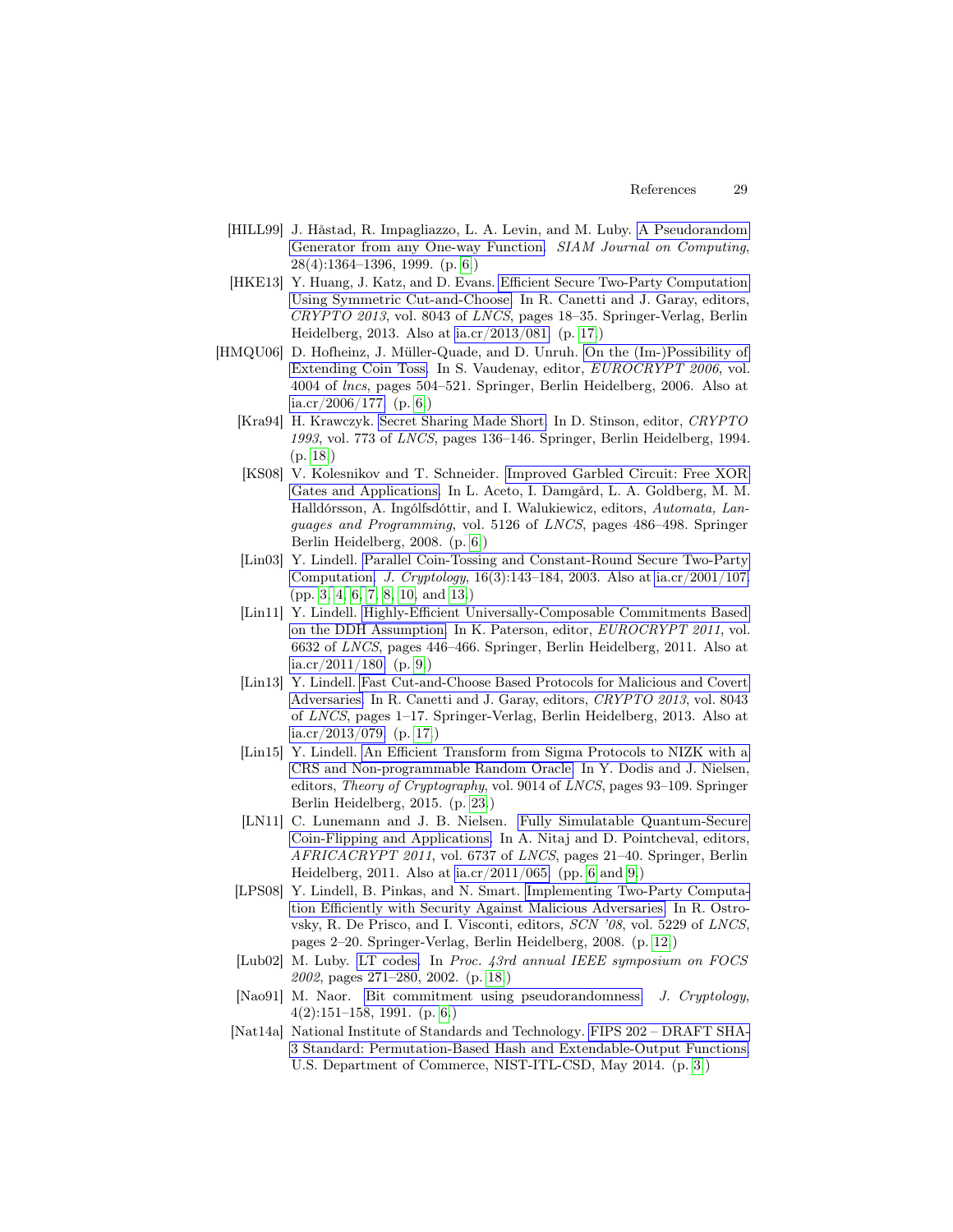[HILL99] J. Håstad, R. Impagliazzo, L. A. Levin, and M. Luby. A Pseudorandom Generator from any One-way Function. *SIAM Journal on Computing*, 28(4):1364–1396, 1999. (p. 6.)

[HKE13] Y. Huang, J. Katz, and D. Evans. Efficient Secure Two-Party Computation Using Symmetric Cut-and-Choose. In R. Canetti and J. Garay, editors, *CRYPTO 2013*, vol. 8043 of *LNCS*, pages 18–35. Springer-Verlag, Berlin Heidelberg, 2013. Also at ia.cr/2013/081. (p. 17.)

[HMQU06] D. Hofheinz, J. Müller-Quade, and D. Unruh. On the (Im-)Possibility of Extending Coin Toss. In S. Vaudenay, editor, *EUROCRYPT 2006*, vol. 4004 of *lncs*, pages 504–521. Springer, Berlin Heidelberg, 2006. Also at ia.cr/2006/177. (p. 6.)

[Kra94] H. Krawczyk. Secret Sharing Made Short. In D. Stinson, editor, *CRYPTO 1993*, vol. 773 of *LNCS*, pages 136–146. Springer, Berlin Heidelberg, 1994. (p. 18.)

[KS08] V. Kolesnikov and T. Schneider. Improved Garbled Circuit: Free XOR Gates and Applications. In L. Aceto, I. Damgård, L. A. Goldberg, M. M. Halldórsson, A. Ingólfsdóttir, and I. Walukiewicz, editors, *Automata, Languages and Programming*, vol. 5126 of *LNCS*, pages 486–498. Springer Berlin Heidelberg, 2008. (p. 6.)

[Lin03] Y. Lindell. Parallel Coin-Tossing and Constant-Round Secure Two-Party Computation. *J. Cryptology*, 16(3):143–184, 2003. Also at ia.cr/2001/107. (pp. 3, 4, 6, 7, 8, 10, and 13.)

[Lin11] Y. Lindell. Highly-Efficient Universally-Composable Commitments Based on the DDH Assumption. In K. Paterson, editor, *EUROCRYPT 2011*, vol. 6632 of *LNCS*, pages 446–466. Springer, Berlin Heidelberg, 2011. Also at ia.cr/2011/180. (p. 9.)

[Lin13] Y. Lindell. Fast Cut-and-Choose Based Protocols for Malicious and Covert Adversaries. In R. Canetti and J. Garay, editors, *CRYPTO 2013*, vol. 8043 of *LNCS*, pages 1–17. Springer-Verlag, Berlin Heidelberg, 2013. Also at ia.cr/2013/079. (p. 17.)

[Lin15] Y. Lindell. An Efficient Transform from Sigma Protocols to NIZK with a CRS and Non-programmable Random Oracle. In Y. Dodis and J. Nielsen, editors, *Theory of Cryptography*, vol. 9014 of *LNCS*, pages 93–109. Springer Berlin Heidelberg, 2015. (p. 23.)

[LN11] C. Lunemann and J. B. Nielsen. Fully Simulatable Quantum-Secure Coin-Flipping and Applications. In A. Nitaj and D. Pointcheval, editors, *AFRICACRYPT 2011*, vol. 6737 of *LNCS*, pages 21–40. Springer, Berlin Heidelberg, 2011. Also at ia.cr/2011/065. (pp. 6 and 9.)

[LPS08] Y. Lindell, B. Pinkas, and N. Smart. Implementing Two-Party Computation Efficiently with Security Against Malicious Adversaries. In R. Ostrovsky, R. De Prisco, and I. Visconti, editors, *SCN '08*, vol. 5229 of *LNCS*, pages 2–20. Springer-Verlag, Berlin Heidelberg, 2008. (p. 12.)

[Lub02] M. Luby. LT codes. In *Proc. 43rd annual IEEE symposium on FOCS 2002*, pages 271–280, 2002. (p. 18.)

[Nao91] M. Naor. Bit commitment using pseudorandomness. *J. Cryptology*, 4(2):151–158, 1991. (p. 6.)

[Nat14a] National Institute of Standards and Technology. FIPS 202 – DRAFT SHA-3 Standard: Permutation-Based Hash and Extendable-Output Functions. U.S. Department of Commerce, NIST-ITL-CSD, May 2014. (p. 3.)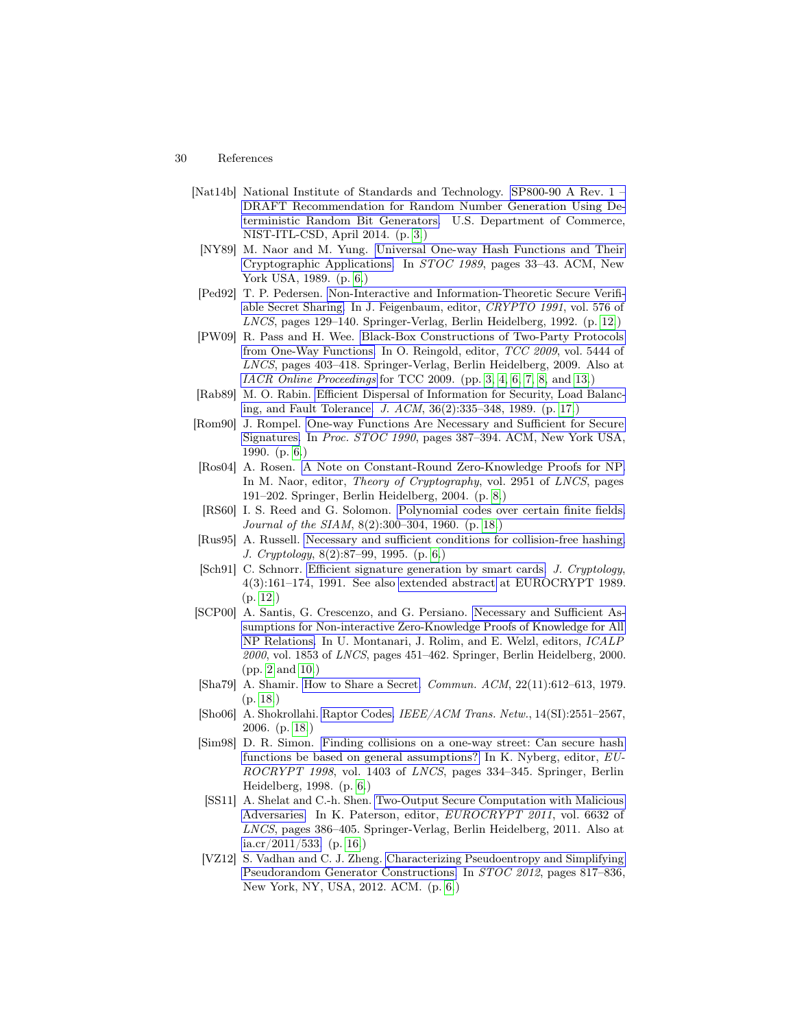[Nat14b] National Institute of Standards and Technology. SP800-90 A Rev. 1 – DRAFT Recommendation for Random Number Generation Using Deterministic Random Bit Generators. U.S. Department of Commerce, NIST-ITL-CSD, April 2014. (p. 3.)

[NY89] M. Naor and M. Yung. Universal One-way Hash Functions and Their Cryptographic Applications. In *STOC 1989*, pages 33–43. ACM, New York USA, 1989. (p. 6.)

[Ped92] T. P. Pedersen. Non-Interactive and Information-Theoretic Secure Verifiable Secret Sharing. In J. Feigenbaum, editor, *CRYPTO 1991*, vol. 576 of *LNCS*, pages 129–140. Springer-Verlag, Berlin Heidelberg, 1992. (p. 12.)

[PW09] R. Pass and H. Wee. Black-Box Constructions of Two-Party Protocols from One-Way Functions. In O. Reingold, editor, *TCC 2009*, vol. 5444 of *LNCS*, pages 403–418. Springer-Verlag, Berlin Heidelberg, 2009. Also at *IACR Online Proceedings* for TCC 2009. (pp. 3, 4, 6, 7, 8, and 13.)

[Rab89] M. O. Rabin. Efficient Dispersal of Information for Security, Load Balancing, and Fault Tolerance. *J. ACM*, 36(2):335–348, 1989. (p. 17.)

[Rom90] J. Rompel. One-way Functions Are Necessary and Sufficient for Secure Signatures. In *Proc. STOC 1990*, pages 387–394. ACM, New York USA, 1990. (p. 6.)

[Ros04] A. Rosen. A Note on Constant-Round Zero-Knowledge Proofs for NP. In M. Naor, editor, *Theory of Cryptography*, vol. 2951 of *LNCS*, pages 191–202. Springer, Berlin Heidelberg, 2004. (p. 8.)

[RS60] I. S. Reed and G. Solomon. Polynomial codes over certain finite fields. *Journal of the SIAM*, 8(2):300–304, 1960. (p. 18.)

[Rus95] A. Russell. Necessary and sufficient conditions for collision-free hashing. *J. Cryptology*, 8(2):87–99, 1995. (p. 6.)

[Sch91] C. Schnorr. Efficient signature generation by smart cards. *J. Cryptology*, 4(3):161–174, 1991. See also extended abstract at EUROCRYPT 1989. (p. 12.)

[SCP00] A. Santis, G. Crescenzo, and G. Persiano. Necessary and Sufficient Assumptions for Non-interactive Zero-Knowledge Proofs of Knowledge for All NP Relations. In U. Montanari, J. Rolim, and E. Welzl, editors, *ICALP 2000*, vol. 1853 of *LNCS*, pages 451–462. Springer, Berlin Heidelberg, 2000. (pp. 2 and 10.)

[Sha79] A. Shamir. How to Share a Secret. *Commun. ACM*, 22(11):612–613, 1979. (p. 18.)

[Sho06] A. Shokrollahi. Raptor Codes. *IEEE/ACM Trans. Netw.*, 14(SI):2551–2567, 2006. (p. 18.)

[Sim98] D. R. Simon. Finding collisions on a one-way street: Can secure hash functions be based on general assumptions? In K. Nyberg, editor, *EUROCRYPT 1998*, vol. 1403 of *LNCS*, pages 334–345. Springer, Berlin Heidelberg, 1998. (p. 6.)

[SS11] A. Shelat and C.-h. Shen. Two-Output Secure Computation with Malicious Adversaries. In K. Paterson, editor, *EUROCRYPT 2011*, vol. 6632 of *LNCS*, pages 386–405. Springer-Verlag, Berlin Heidelberg, 2011. Also at ia.cr/2011/533. (p. 16.)

[VZ12] S. Vadhan and C. J. Zheng. Characterizing Pseudoentropy and Simplifying Pseudorandom Generator Constructions. In *STOC 2012*, pages 817–836, New York, NY, USA, 2012. ACM. (p. 6.)